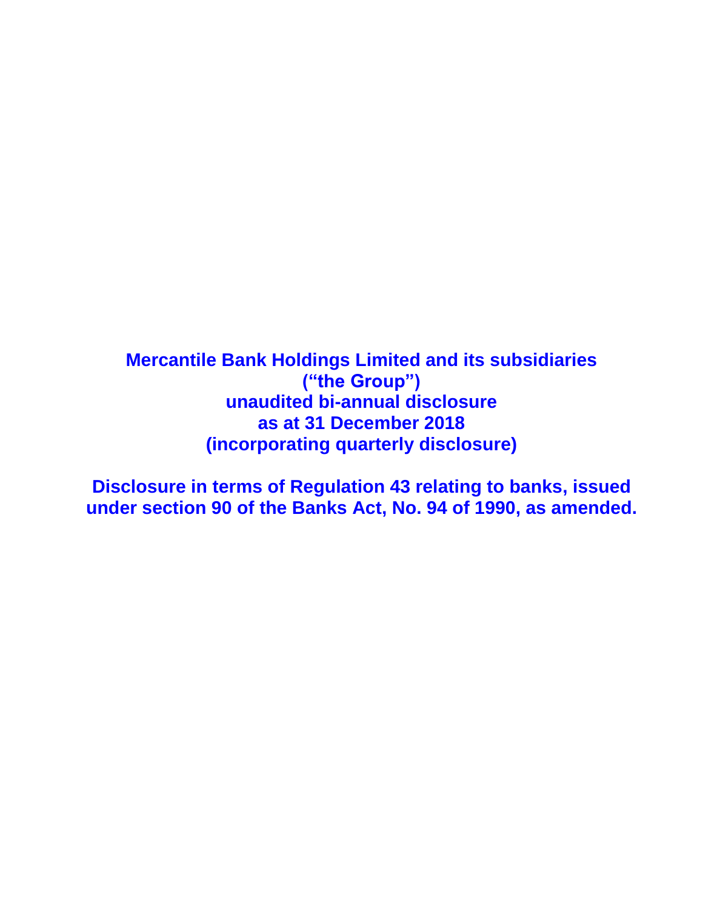# Mercantile Bank Holdings Limited and its subsidiaries
# (“the Group”)
# unaudited bi-annual disclosure
# as at 31 December 2018
# (incorporating quarterly disclosure)

**Disclosure in terms of Regulation 43 relating to banks, issued under section 90 of the Banks Act, No. 94 of 1990, as amended.**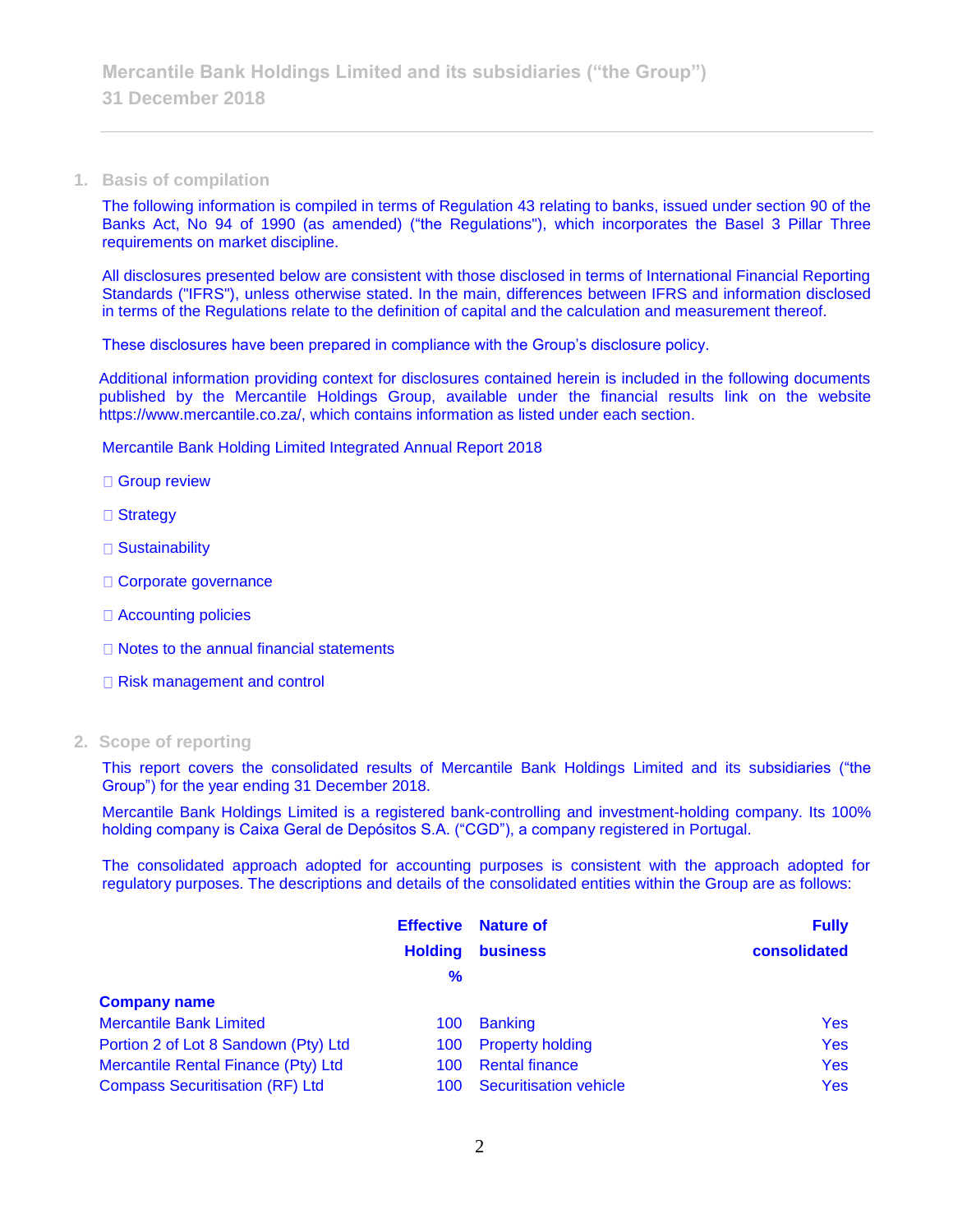## 1. Basis of compilation

The following information is compiled in terms of Regulation 43 relating to banks, issued under section 90 of the Banks Act, No 94 of 1990 (as amended) ("the Regulations"), which incorporates the Basel 3 Pillar Three requirements on market discipline.

All disclosures presented below are consistent with those disclosed in terms of International Financial Reporting Standards ("IFRS"), unless otherwise stated. In the main, differences between IFRS and information disclosed in terms of the Regulations relate to the definition of capital and the calculation and measurement thereof.

These disclosures have been prepared in compliance with the Group's disclosure policy.

Additional information providing context for disclosures contained herein is included in the following documents published by the Mercantile Holdings Group, available under the financial results link on the website https://www.mercantile.co.za/, which contains information as listed under each section.

Mercantile Bank Holding Limited Integrated Annual Report 2018

- Group review
- Strategy
- Sustainability
- Corporate governance
- Accounting policies
- Notes to the annual financial statements
- Risk management and control

## 2. Scope of reporting

This report covers the consolidated results of Mercantile Bank Holdings Limited and its subsidiaries ("the Group") for the year ending 31 December 2018.

Mercantile Bank Holdings Limited is a registered bank-controlling and investment-holding company. Its 100% holding company is Caixa Geral de Depósitos S.A. ("CGD"), a company registered in Portugal.

The consolidated approach adopted for accounting purposes is consistent with the approach adopted for regulatory purposes. The descriptions and details of the consolidated entities within the Group are as follows:

| Company name | Effective Holding % | Nature of business | Fully consolidated |
|---|---|---|---|
| Mercantile Bank Limited | 100 | Banking | Yes |
| Portion 2 of Lot 8 Sandown (Pty) Ltd | 100 | Property holding | Yes |
| Mercantile Rental Finance (Pty) Ltd | 100 | Rental finance | Yes |
| Compass Securitisation (RF) Ltd | 100 | Securitisation vehicle | Yes |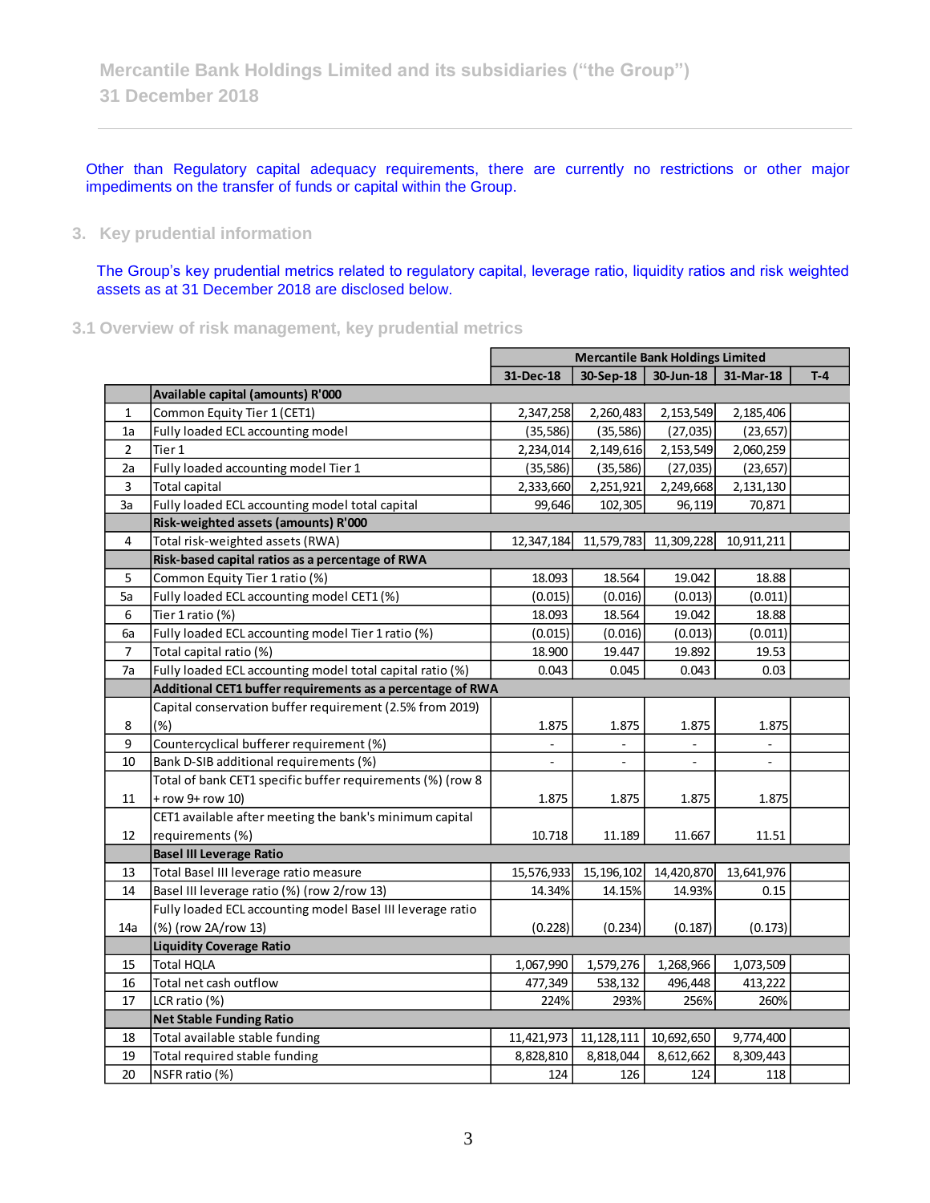Other than Regulatory capital adequacy requirements, there are currently no restrictions or other major impediments on the transfer of funds or capital within the Group.

## 3. Key prudential information

The Group's key prudential metrics related to regulatory capital, leverage ratio, liquidity ratios and risk weighted assets as at 31 December 2018 are disclosed below.

### 3.1 Overview of risk management, key prudential metrics

| | | Mercantile Bank Holdings Limited | | | | |
|---|---|---|---|---|---|---|
| | | 31-Dec-18 | 30-Sep-18 | 30-Jun-18 | 31-Mar-18 | T-4 |
| | **Available capital (amounts) R'000** | | | | | |
| 1 | Common Equity Tier 1 (CET1) | 2,347,258 | 2,260,483 | 2,153,549 | 2,185,406 | |
| 1a | Fully loaded ECL accounting model | (35,586) | (35,586) | (27,035) | (23,657) | |
| 2 | Tier 1 | 2,234,014 | 2,149,616 | 2,153,549 | 2,060,259 | |
| 2a | Fully loaded accounting model Tier 1 | (35,586) | (35,586) | (27,035) | (23,657) | |
| 3 | Total capital | 2,333,660 | 2,251,921 | 2,249,668 | 2,131,130 | |
| 3a | Fully loaded ECL accounting model total capital | 99,646 | 102,305 | 96,119 | 70,871 | |
| | **Risk-weighted assets (amounts) R'000** | | | | | |
| 4 | Total risk-weighted assets (RWA) | 12,347,184 | 11,579,783 | 11,309,228 | 10,911,211 | |
| | **Risk-based capital ratios as a percentage of RWA** | | | | | |
| 5 | Common Equity Tier 1 ratio (%) | 18.093 | 18.564 | 19.042 | 18.88 | |
| 5a | Fully loaded ECL accounting model CET1 (%) | (0.015) | (0.016) | (0.013) | (0.011) | |
| 6 | Tier 1 ratio (%) | 18.093 | 18.564 | 19.042 | 18.88 | |
| 6a | Fully loaded ECL accounting model Tier 1 ratio (%) | (0.015) | (0.016) | (0.013) | (0.011) | |
| 7 | Total capital ratio (%) | 18.900 | 19.447 | 19.892 | 19.53 | |
| 7a | Fully loaded ECL accounting model total capital ratio (%) | 0.043 | 0.045 | 0.043 | 0.03 | |
| | **Additional CET1 buffer requirements as a percentage of RWA** | | | | | |
| 8 | Capital conservation buffer requirement (2.5% from 2019) (%) | 1.875 | 1.875 | 1.875 | 1.875 | |
| 9 | Countercyclical bufferer requirement (%) | - | - | - | - | |
| 10 | Bank D-SIB additional requirements (%) | - | - | - | - | |
| 11 | Total of bank CET1 specific buffer requirements (%) (row 8 + row 9+ row 10) | 1.875 | 1.875 | 1.875 | 1.875 | |
| 12 | CET1 available after meeting the bank's minimum capital requirements (%) | 10.718 | 11.189 | 11.667 | 11.51 | |
| | **Basel III Leverage Ratio** | | | | | |
| 13 | Total Basel III leverage ratio measure | 15,576,933 | 15,196,102 | 14,420,870 | 13,641,976 | |
| 14 | Basel III leverage ratio (%) (row 2/row 13) | 14.34% | 14.15% | 14.93% | 0.15 | |
| 14a | Fully loaded ECL accounting model Basel III leverage ratio (%) (row 2A/row 13) | (0.228) | (0.234) | (0.187) | (0.173) | |
| | **Liquidity Coverage Ratio** | | | | | |
| 15 | Total HQLA | 1,067,990 | 1,579,276 | 1,268,966 | 1,073,509 | |
| 16 | Total net cash outflow | 477,349 | 538,132 | 496,448 | 413,222 | |
| 17 | LCR ratio (%) | 224% | 293% | 256% | 260% | |
| | **Net Stable Funding Ratio** | | | | | |
| 18 | Total available stable funding | 11,421,973 | 11,128,111 | 10,692,650 | 9,774,400 | |
| 19 | Total required stable funding | 8,828,810 | 8,818,044 | 8,612,662 | 8,309,443 | |
| 20 | NSFR ratio (%) | 124 | 126 | 124 | 118 | |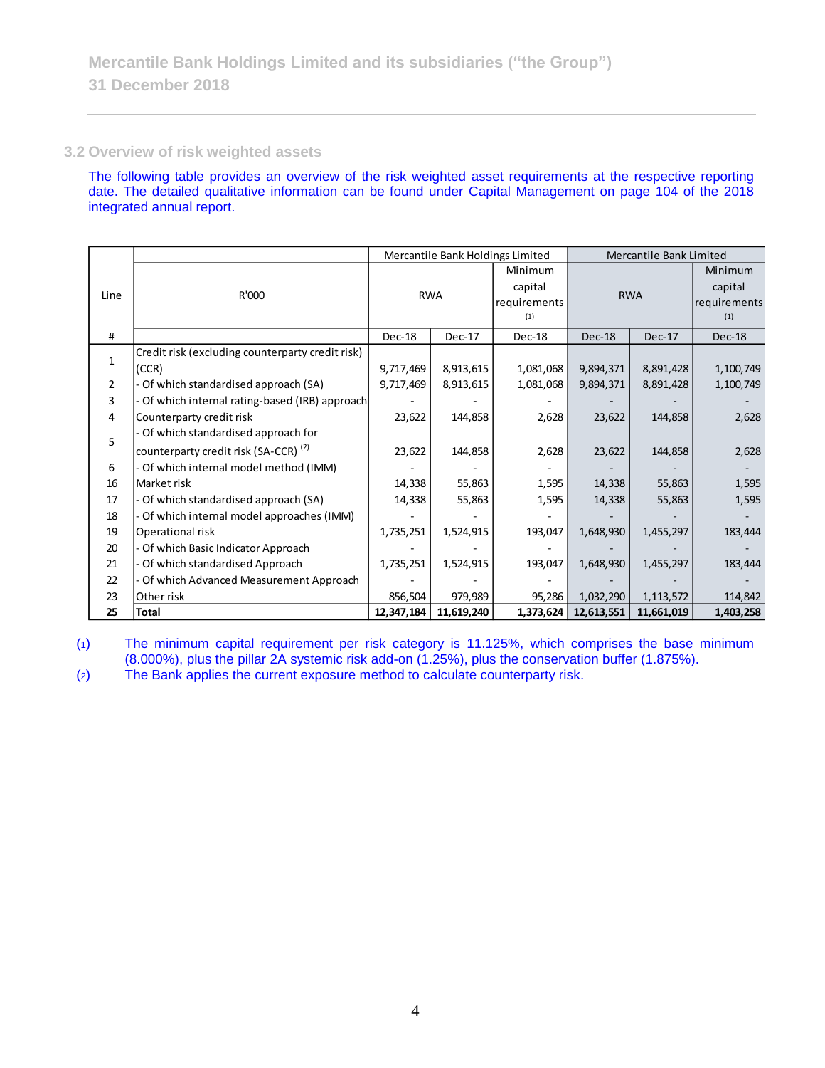## 3.2 Overview of risk weighted assets

The following table provides an overview of the risk weighted asset requirements at the respective reporting date. The detailed qualitative information can be found under Capital Management on page 104 of the 2018 integrated annual report.

| Line | R'000 | Mercantile Bank Holdings Limited | | | Mercantile Bank Limited | | |
|---|---|---|---|---|---|---|---|
| | | RWA | | Minimum capital requirements (1) | RWA | | Minimum capital requirements (1) |
| # | | Dec-18 | Dec-17 | Dec-18 | Dec-18 | Dec-17 | Dec-18 |
| 1 | Credit risk (excluding counterparty credit risk) (CCR) | 9,717,469 | 8,913,615 | 1,081,068 | 9,894,371 | 8,891,428 | 1,100,749 |
| 2 | - Of which standardised approach (SA) | 9,717,469 | 8,913,615 | 1,081,068 | 9,894,371 | 8,891,428 | 1,100,749 |
| 3 | - Of which internal rating-based (IRB) approach | - | - | - | - | - | - |
| 4 | Counterparty credit risk | 23,622 | 144,858 | 2,628 | 23,622 | 144,858 | 2,628 |
| 5 | - Of which standardised approach for counterparty credit risk (SA-CCR) (2) | 23,622 | 144,858 | 2,628 | 23,622 | 144,858 | 2,628 |
| 6 | - Of which internal model method (IMM) | - | - | - | - | - | - |
| 16 | Market risk | 14,338 | 55,863 | 1,595 | 14,338 | 55,863 | 1,595 |
| 17 | - Of which standardised approach (SA) | 14,338 | 55,863 | 1,595 | 14,338 | 55,863 | 1,595 |
| 18 | - Of which internal model approaches (IMM) | - | - | - | - | - | - |
| 19 | Operational risk | 1,735,251 | 1,524,915 | 193,047 | 1,648,930 | 1,455,297 | 183,444 |
| 20 | - Of which Basic Indicator Approach | - | - | - | - | - | - |
| 21 | - Of which standardised Approach | 1,735,251 | 1,524,915 | 193,047 | 1,648,930 | 1,455,297 | 183,444 |
| 22 | - Of which Advanced Measurement Approach | - | - | - | - | - | - |
| 23 | Other risk | 856,504 | 979,989 | 95,286 | 1,032,290 | 1,113,572 | 114,842 |
| **25** | **Total** | **12,347,184** | **11,619,240** | **1,373,624** | **12,613,551** | **11,661,019** | **1,403,258** |

(1) The minimum capital requirement per risk category is 11.125%, which comprises the base minimum (8.000%), plus the pillar 2A systemic risk add-on (1.25%), plus the conservation buffer (1.875%).

(2) The Bank applies the current exposure method to calculate counterparty risk.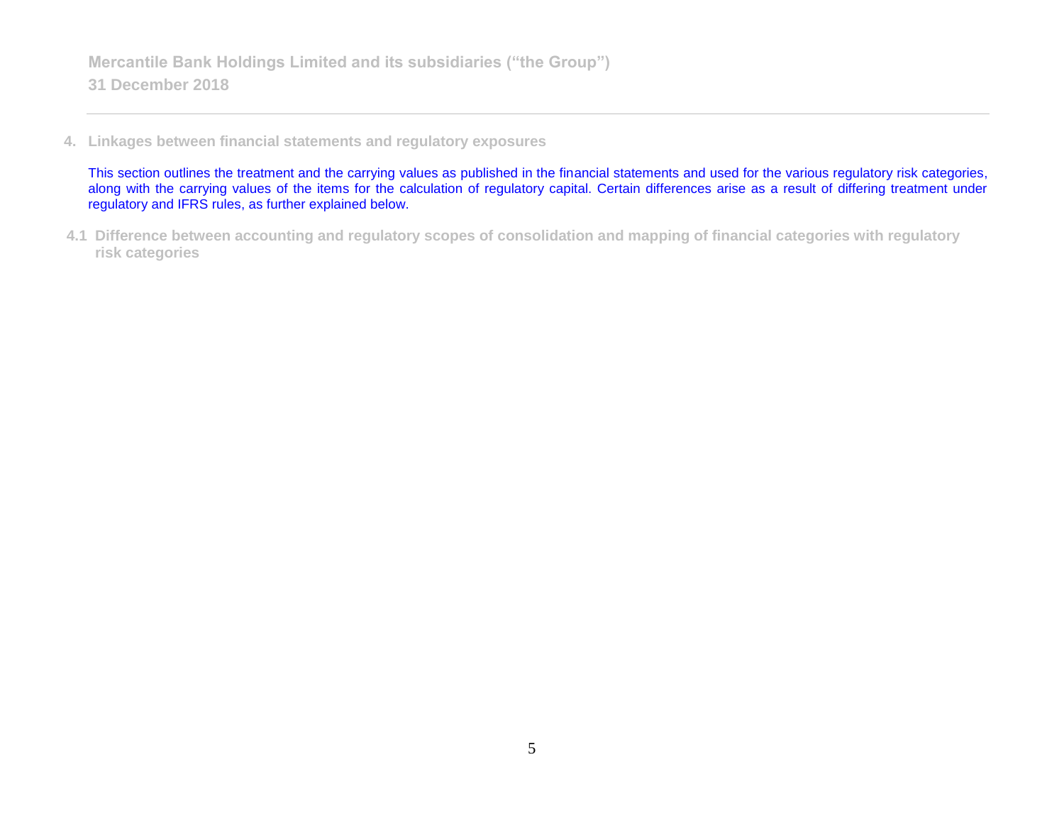## 4. Linkages between financial statements and regulatory exposures

This section outlines the treatment and the carrying values as published in the financial statements and used for the various regulatory risk categories, along with the carrying values of the items for the calculation of regulatory capital. Certain differences arise as a result of differing treatment under regulatory and IFRS rules, as further explained below.

### 4.1 Difference between accounting and regulatory scopes of consolidation and mapping of financial categories with regulatory risk categories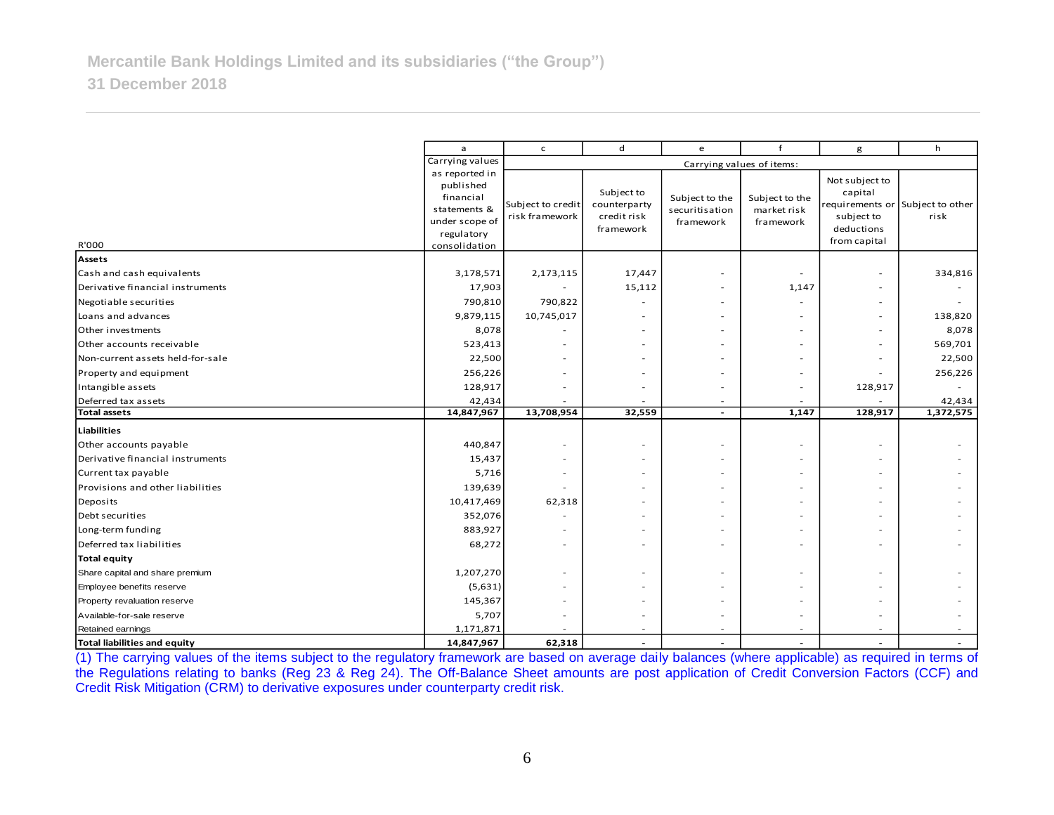| R'000 | a | c | d | e | f | g | h |
|---|---|---|---|---|---|---|---|
| | Carrying values as reported in published financial statements & under scope of regulatory consolidation | Carrying values of items: | | | | | |
| | | Subject to credit risk framework | Subject to counterparty credit risk framework | Subject to the securitisation framework | Subject to the market risk framework | Not subject to capital requirements or subject to deductions from capital | Subject to other risk |
| **Assets** | | | | | | | |
| Cash and cash equivalents | 3,178,571 | 2,173,115 | 17,447 | - | - | - | 334,816 |
| Derivative financial instruments | 17,903 | - | 15,112 | - | 1,147 | - | - |
| Negotiable securities | 790,810 | 790,822 | - | - | - | - | - |
| Loans and advances | 9,879,115 | 10,745,017 | - | - | - | - | 138,820 |
| Other investments | 8,078 | - | - | - | - | - | 8,078 |
| Other accounts receivable | 523,413 | - | - | - | - | - | 569,701 |
| Non-current assets held-for-sale | 22,500 | - | - | - | - | - | 22,500 |
| Property and equipment | 256,226 | - | - | - | - | - | 256,226 |
| Intangible assets | 128,917 | - | - | - | - | 128,917 | - |
| Deferred tax assets | 42,434 | - | - | - | - | - | 42,434 |
| **Total assets** | **14,847,967** | **13,708,954** | **32,559** | **-** | **1,147** | **128,917** | **1,372,575** |
| **Liabilities** | | | | | | | |
| Other accounts payable | 440,847 | - | - | - | - | - | - |
| Derivative financial instruments | 15,437 | - | - | - | - | - | - |
| Current tax payable | 5,716 | - | - | - | - | - | - |
| Provisions and other liabilities | 139,639 | - | - | - | - | - | - |
| Deposits | 10,417,469 | 62,318 | - | - | - | - | - |
| Debt securities | 352,076 | - | - | - | - | - | - |
| Long-term funding | 883,927 | - | - | - | - | - | - |
| Deferred tax liabilities | 68,272 | - | - | - | - | - | - |
| **Total equity** | | | | | | | |
| Share capital and share premium | 1,207,270 | - | - | - | - | - | - |
| Employee benefits reserve | (5,631) | - | - | - | - | - | - |
| Property revaluation reserve | 145,367 | - | - | - | - | - | - |
| Available-for-sale reserve | 5,707 | - | - | - | - | - | - |
| Retained earnings | 1,171,871 | - | - | - | - | - | - |
| **Total liabilities and equity** | **14,847,967** | **62,318** | **-** | **-** | **-** | **-** | **-** |

(1) The carrying values of the items subject to the regulatory framework are based on average daily balances (where applicable) as required in terms of the Regulations relating to banks (Reg 23 & Reg 24). The Off-Balance Sheet amounts are post application of Credit Conversion Factors (CCF) and Credit Risk Mitigation (CRM) to derivative exposures under counterparty credit risk.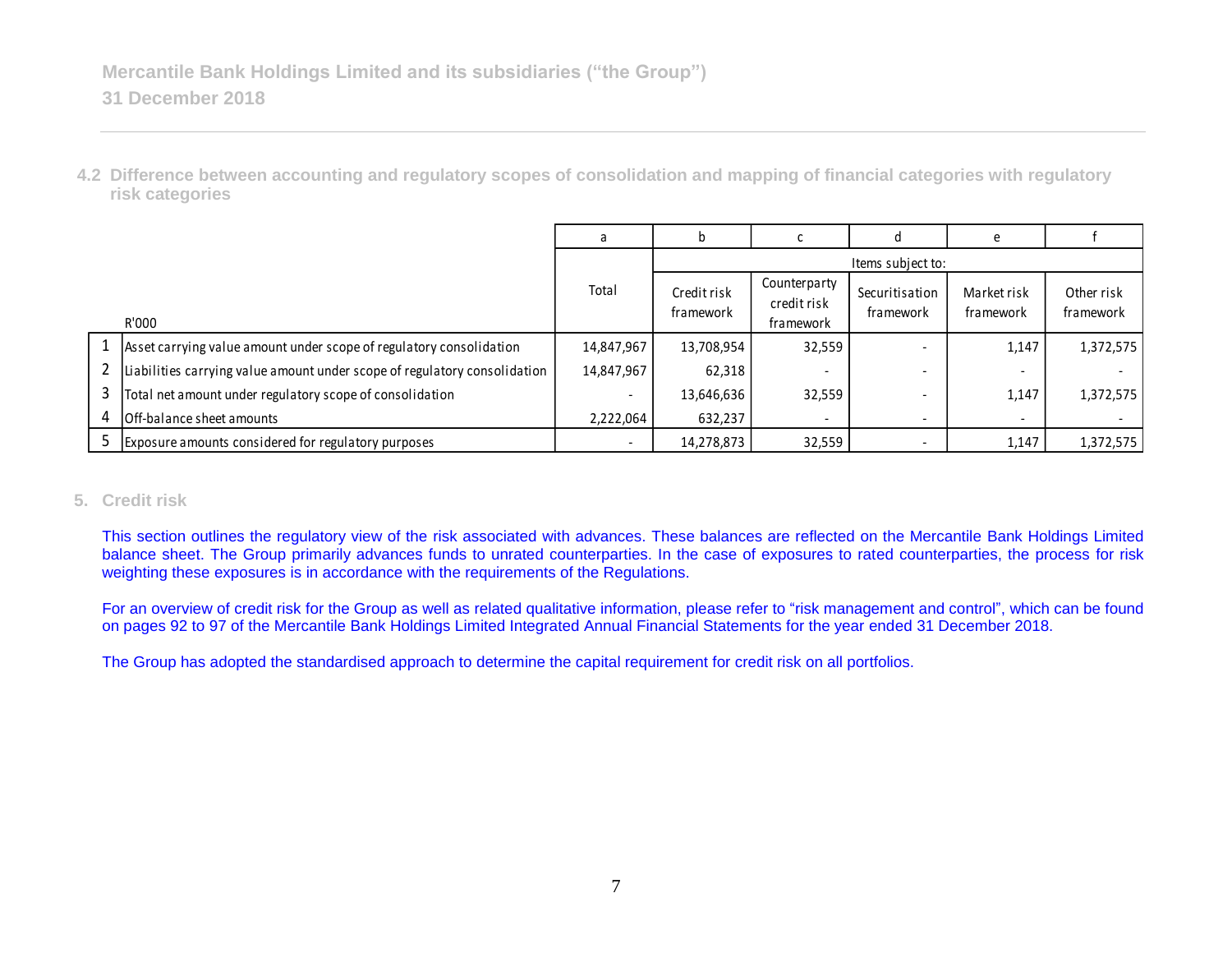### 4.2 Difference between accounting and regulatory scopes of consolidation and mapping of financial categories with regulatory risk categories

| | | a | b | c | d | e | f |
|---|---|---|---|---|---|---|---|
| | | | Items subject to: | | | | |
| | R'000 | Total | Credit risk framework | Counterparty credit risk framework | Securitisation framework | Market risk framework | Other risk framework |
| 1 | Asset carrying value amount under scope of regulatory consolidation | 14,847,967 | 13,708,954 | 32,559 | - | 1,147 | 1,372,575 |
| 2 | Liabilities carrying value amount under scope of regulatory consolidation | 14,847,967 | 62,318 | - | - | - | - |
| 3 | Total net amount under regulatory scope of consolidation | - | 13,646,636 | 32,559 | - | 1,147 | 1,372,575 |
| 4 | Off-balance sheet amounts | 2,222,064 | 632,237 | - | - | - | - |
| 5 | Exposure amounts considered for regulatory purposes | - | 14,278,873 | 32,559 | - | 1,147 | 1,372,575 |

## 5. Credit risk

This section outlines the regulatory view of the risk associated with advances. These balances are reflected on the Mercantile Bank Holdings Limited balance sheet. The Group primarily advances funds to unrated counterparties. In the case of exposures to rated counterparties, the process for risk weighting these exposures is in accordance with the requirements of the Regulations.

For an overview of credit risk for the Group as well as related qualitative information, please refer to "risk management and control", which can be found on pages 92 to 97 of the Mercantile Bank Holdings Limited Integrated Annual Financial Statements for the year ended 31 December 2018.

The Group has adopted the standardised approach to determine the capital requirement for credit risk on all portfolios.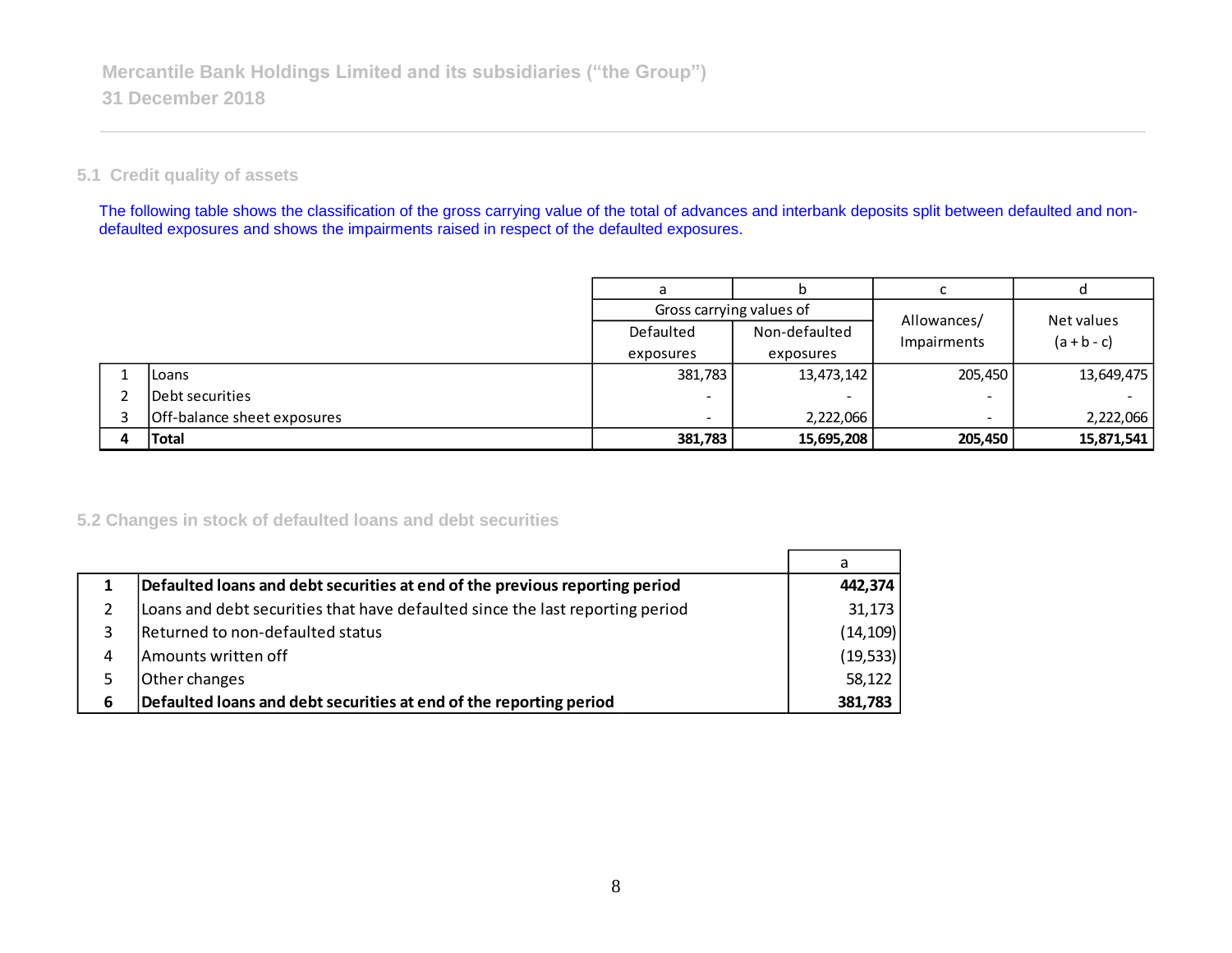Mercantile Bank Holdings Limited and its subsidiaries ("the Group")
31 December 2018

## 5.1 Credit quality of assets

The following table shows the classification of the gross carrying value of the total of advances and interbank deposits split between defaulted and non-defaulted exposures and shows the impairments raised in respect of the defaulted exposures.

| | | a | b | c | d |
|---|---|---|---|---|---|
| | | Gross carrying values of | | Allowances/ Impairments | Net values (a + b - c) |
| | | Defaulted exposures | Non-defaulted exposures | | |
| 1 | Loans | 381,783 | 13,473,142 | 205,450 | 13,649,475 |
| 2 | Debt securities | - | - | - | - |
| 3 | Off-balance sheet exposures | - | 2,222,066 | - | 2,222,066 |
| **4** | **Total** | **381,783** | **15,695,208** | **205,450** | **15,871,541** |

## 5.2 Changes in stock of defaulted loans and debt securities

| | | a |
|---|---|---|
| **1** | **Defaulted loans and debt securities at end of the previous reporting period** | **442,374** |
| 2 | Loans and debt securities that have defaulted since the last reporting period | 31,173 |
| 3 | Returned to non-defaulted status | (14,109) |
| 4 | Amounts written off | (19,533) |
| 5 | Other changes | 58,122 |
| **6** | **Defaulted loans and debt securities at end of the reporting period** | **381,783** |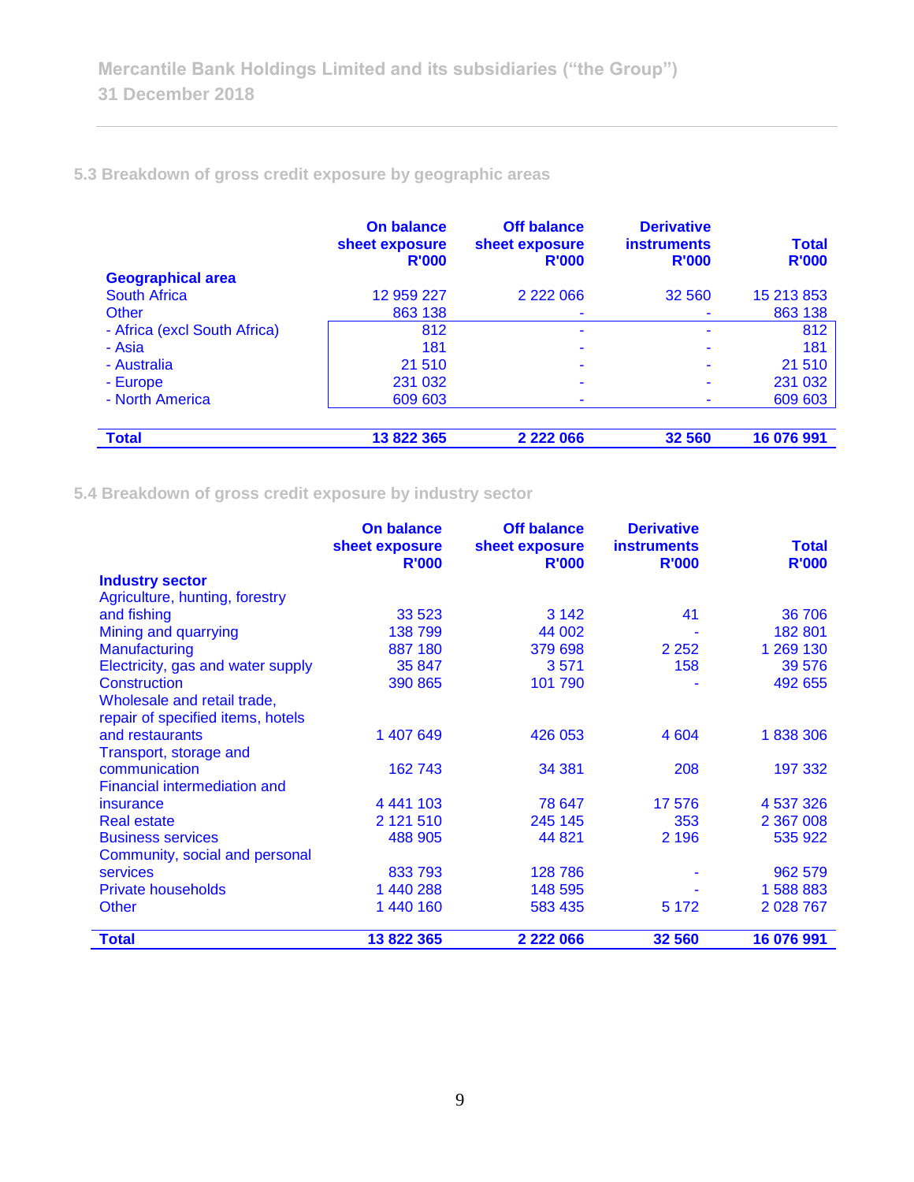Mercantile Bank Holdings Limited and its subsidiaries (“the Group”)
31 December 2018

### 5.3 Breakdown of gross credit exposure by geographic areas

| | On balance sheet exposure R'000 | Off balance sheet exposure R'000 | Derivative instruments R'000 | Total R'000 |
|---|---|---|---|---|
| **Geographical area** | | | | |
| South Africa | 12 959 227 | 2 222 066 | 32 560 | 15 213 853 |
| Other | 863 138 | - | - | 863 138 |
| - Africa (excl South Africa) | 812 | - | - | 812 |
| - Asia | 181 | - | - | 181 |
| - Australia | 21 510 | - | - | 21 510 |
| - Europe | 231 032 | - | - | 231 032 |
| - North America | 609 603 | - | - | 609 603 |
| **Total** | **13 822 365** | **2 222 066** | **32 560** | **16 076 991** |

### 5.4 Breakdown of gross credit exposure by industry sector

| | On balance sheet exposure R'000 | Off balance sheet exposure R'000 | Derivative instruments R'000 | Total R'000 |
|---|---|---|---|---|
| **Industry sector** | | | | |
| Agriculture, hunting, forestry and fishing | 33 523 | 3 142 | 41 | 36 706 |
| Mining and quarrying | 138 799 | 44 002 | - | 182 801 |
| Manufacturing | 887 180 | 379 698 | 2 252 | 1 269 130 |
| Electricity, gas and water supply | 35 847 | 3 571 | 158 | 39 576 |
| Construction | 390 865 | 101 790 | - | 492 655 |
| Wholesale and retail trade, repair of specified items, hotels and restaurants | 1 407 649 | 426 053 | 4 604 | 1 838 306 |
| Transport, storage and communication | 162 743 | 34 381 | 208 | 197 332 |
| Financial intermediation and insurance | 4 441 103 | 78 647 | 17 576 | 4 537 326 |
| Real estate | 2 121 510 | 245 145 | 353 | 2 367 008 |
| Business services | 488 905 | 44 821 | 2 196 | 535 922 |
| Community, social and personal services | 833 793 | 128 786 | - | 962 579 |
| Private households | 1 440 288 | 148 595 | - | 1 588 883 |
| Other | 1 440 160 | 583 435 | 5 172 | 2 028 767 |
| **Total** | **13 822 365** | **2 222 066** | **32 560** | **16 076 991** |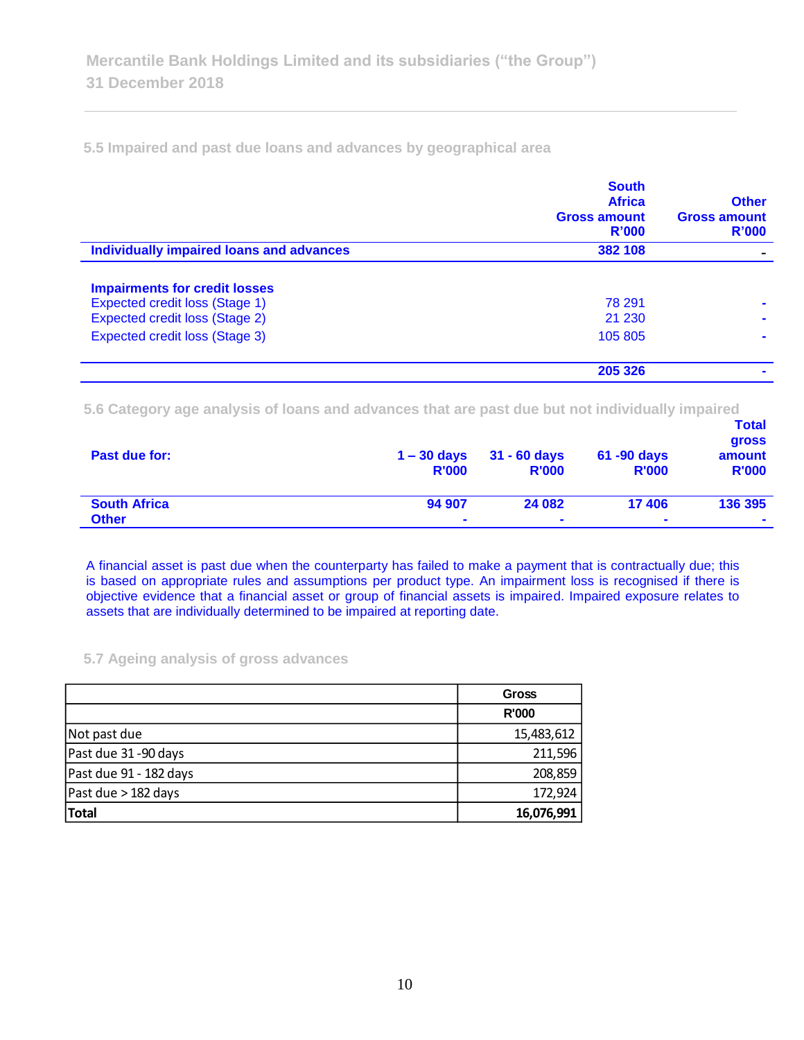## 5.5 Impaired and past due loans and advances by geographical area

| | South Africa Gross amount R'000 | Other Gross amount R'000 |
|---|---|---|
| **Individually impaired loans and advances** | **382 108** | **-** |
| | | |
| **Impairments for credit losses** | | |
| Expected credit loss (Stage 1) | 78 291 | - |
| Expected credit loss (Stage 2) | 21 230 | - |
| Expected credit loss (Stage 3) | 105 805 | - |
| | **205 326** | **-** |

## 5.6 Category age analysis of loans and advances that are past due but not individually impaired

| Past due for: | 1 – 30 days R'000 | 31 - 60 days R'000 | 61 -90 days R'000 | Total gross amount R'000 |
|---|---|---|---|---|
| **South Africa** | **94 907** | **24 082** | **17 406** | **136 395** |
| **Other** | **-** | **-** | **-** | **-** |

A financial asset is past due when the counterparty has failed to make a payment that is contractually due; this is based on appropriate rules and assumptions per product type. An impairment loss is recognised if there is objective evidence that a financial asset or group of financial assets is impaired. Impaired exposure relates to assets that are individually determined to be impaired at reporting date.

## 5.7 Ageing analysis of gross advances

| | Gross R'000 |
|---|---|
| Not past due | 15,483,612 |
| Past due 31 -90 days | 211,596 |
| Past due 91 - 182 days | 208,859 |
| Past due > 182 days | 172,924 |
| **Total** | **16,076,991** |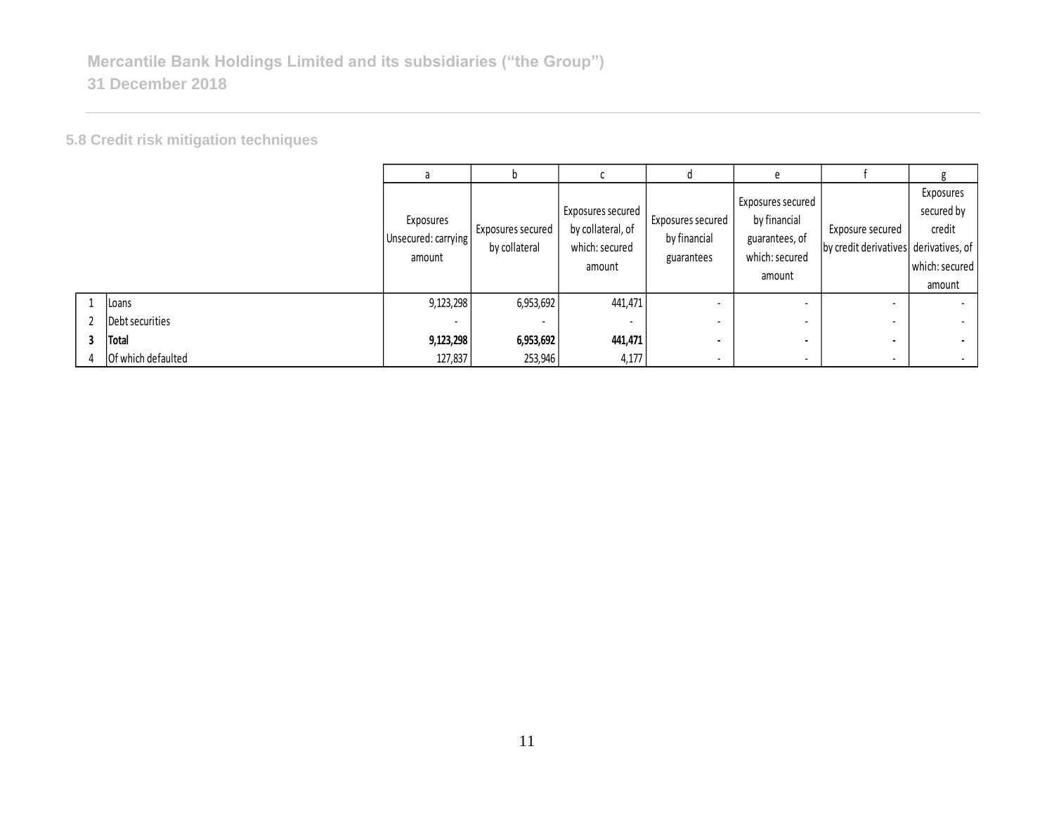Mercantile Bank Holdings Limited and its subsidiaries ("the Group")
31 December 2018

## 5.8 Credit risk mitigation techniques

| | | a | b | c | d | e | f | g |
|---|---|---|---|---|---|---|---|---|
| | | Exposures Unsecured: carrying amount | Exposures secured by collateral | Exposures secured by collateral, of which: secured amount | Exposures secured by financial guarantees | Exposures secured by financial guarantees, of which: secured amount | Exposure secured by credit derivatives | Exposures secured by credit derivatives, of which: secured amount |
| 1 | Loans | 9,123,298 | 6,953,692 | 441,471 | - | - | - | - |
| 2 | Debt securities | - | - | - | - | - | - | - |
| **3** | **Total** | **9,123,298** | **6,953,692** | **441,471** | **-** | **-** | **-** | **-** |
| 4 | Of which defaulted | 127,837 | 253,946 | 4,177 | - | - | - | - |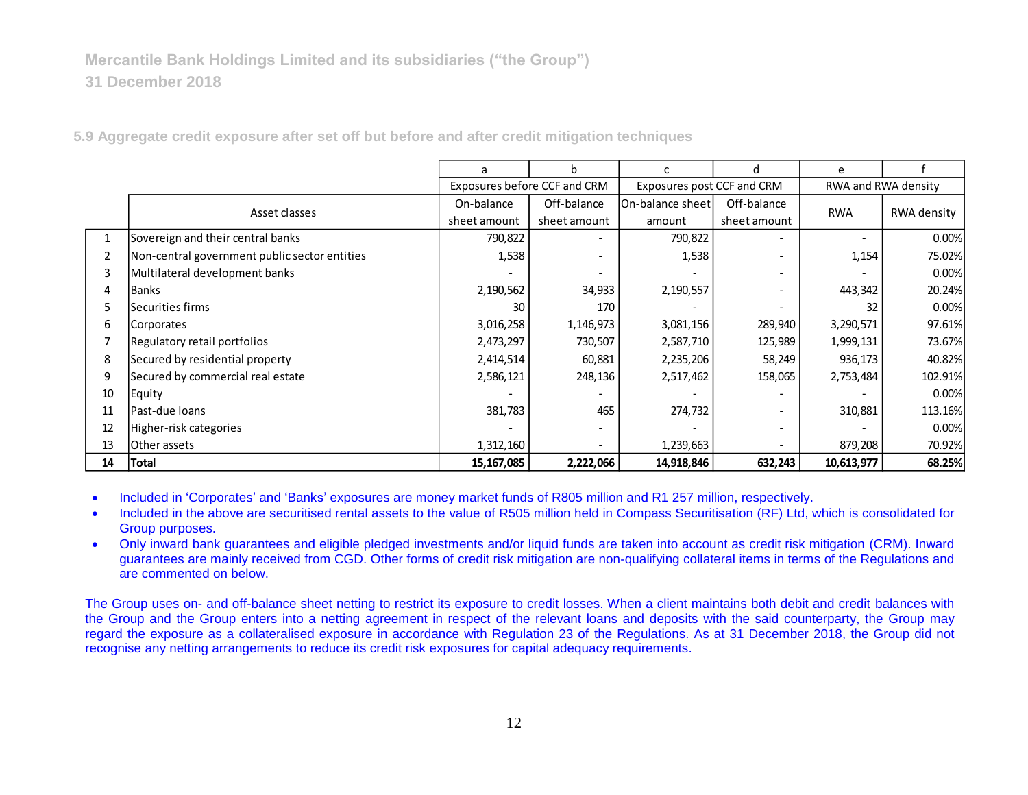## 5.9 Aggregate credit exposure after set off but before and after credit mitigation techniques

| | | a | b | c | d | e | f |
|---|---|---|---|---|---|---|---|
| | | Exposures before CCF and CRM | | Exposures post CCF and CRM | | RWA and RWA density | |
| | Asset classes | On-balance sheet amount | Off-balance sheet amount | On-balance sheet amount | Off-balance sheet amount | RWA | RWA density |
| 1 | Sovereign and their central banks | 790,822 | - | 790,822 | - | - | 0.00% |
| 2 | Non-central government public sector entities | 1,538 | - | 1,538 | - | 1,154 | 75.02% |
| 3 | Multilateral development banks | - | - | - | - | - | 0.00% |
| 4 | Banks | 2,190,562 | 34,933 | 2,190,557 | - | 443,342 | 20.24% |
| 5 | Securities firms | 30 | 170 | - | - | 32 | 0.00% |
| 6 | Corporates | 3,016,258 | 1,146,973 | 3,081,156 | 289,940 | 3,290,571 | 97.61% |
| 7 | Regulatory retail portfolios | 2,473,297 | 730,507 | 2,587,710 | 125,989 | 1,999,131 | 73.67% |
| 8 | Secured by residential property | 2,414,514 | 60,881 | 2,235,206 | 58,249 | 936,173 | 40.82% |
| 9 | Secured by commercial real estate | 2,586,121 | 248,136 | 2,517,462 | 158,065 | 2,753,484 | 102.91% |
| 10 | Equity | - | - | - | - | - | 0.00% |
| 11 | Past-due loans | 381,783 | 465 | 274,732 | - | 310,881 | 113.16% |
| 12 | Higher-risk categories | - | - | - | - | - | 0.00% |
| 13 | Other assets | 1,312,160 | - | 1,239,663 | - | 879,208 | 70.92% |
| **14** | **Total** | **15,167,085** | **2,222,066** | **14,918,846** | **632,243** | **10,613,977** | **68.25%** |

- Included in 'Corporates' and 'Banks' exposures are money market funds of R805 million and R1 257 million, respectively.
- Included in the above are securitised rental assets to the value of R505 million held in Compass Securitisation (RF) Ltd, which is consolidated for Group purposes.
- Only inward bank guarantees and eligible pledged investments and/or liquid funds are taken into account as credit risk mitigation (CRM). Inward guarantees are mainly received from CGD. Other forms of credit risk mitigation are non-qualifying collateral items in terms of the Regulations and are commented on below.

The Group uses on- and off-balance sheet netting to restrict its exposure to credit losses. When a client maintains both debit and credit balances with the Group and the Group enters into a netting agreement in respect of the relevant loans and deposits with the said counterparty, the Group may regard the exposure as a collateralised exposure in accordance with Regulation 23 of the Regulations. As at 31 December 2018, the Group did not recognise any netting arrangements to reduce its credit risk exposures for capital adequacy requirements.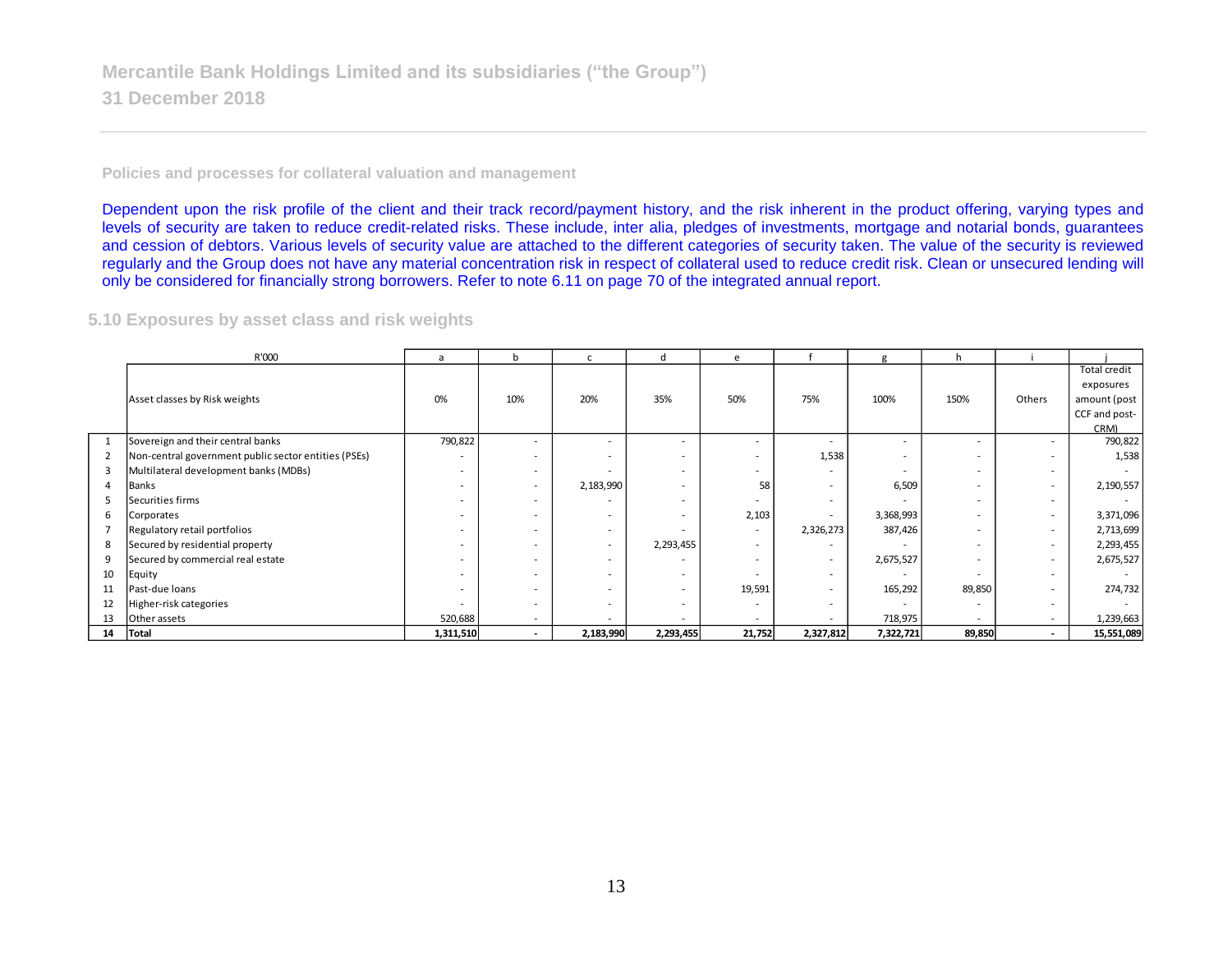Mercantile Bank Holdings Limited and its subsidiaries ("the Group")
31 December 2018

### Policies and processes for collateral valuation and management

Dependent upon the risk profile of the client and their track record/payment history, and the risk inherent in the product offering, varying types and levels of security are taken to reduce credit-related risks. These include, inter alia, pledges of investments, mortgage and notarial bonds, guarantees and cession of debtors. Various levels of security value are attached to the different categories of security taken. The value of the security is reviewed regularly and the Group does not have any material concentration risk in respect of collateral used to reduce credit risk. Clean or unsecured lending will only be considered for financially strong borrowers. Refer to note 6.11 on page 70 of the integrated annual report.

## 5.10 Exposures by asset class and risk weights

| | R'000 | a | b | c | d | e | f | g | h | i | j |
|---|---|---|---|---|---|---|---|---|---|---|---|
| | Asset classes by Risk weights | 0% | 10% | 20% | 35% | 50% | 75% | 100% | 150% | Others | Total credit exposures amount (post CCF and post-CRM) |
| 1 | Sovereign and their central banks | 790,822 | - | - | - | - | - | - | - | - | 790,822 |
| 2 | Non-central government public sector entities (PSEs) | - | - | - | - | - | 1,538 | - | - | - | 1,538 |
| 3 | Multilateral development banks (MDBs) | - | - | - | - | - | - | - | - | - | - |
| 4 | Banks | - | - | 2,183,990 | - | 58 | - | 6,509 | - | - | 2,190,557 |
| 5 | Securities firms | - | - | - | - | - | - | - | - | - | - |
| 6 | Corporates | - | - | - | - | 2,103 | - | 3,368,993 | - | - | 3,371,096 |
| 7 | Regulatory retail portfolios | - | - | - | - | - | 2,326,273 | 387,426 | - | - | 2,713,699 |
| 8 | Secured by residential property | - | - | - | 2,293,455 | - | - | - | - | - | 2,293,455 |
| 9 | Secured by commercial real estate | - | - | - | - | - | - | 2,675,527 | - | - | 2,675,527 |
| 10 | Equity | - | - | - | - | - | - | - | - | - | - |
| 11 | Past-due loans | - | - | - | - | 19,591 | - | 165,292 | 89,850 | - | 274,732 |
| 12 | Higher-risk categories | - | - | - | - | - | - | - | - | - | - |
| 13 | Other assets | 520,688 | - | - | - | - | - | 718,975 | - | - | 1,239,663 |
| 14 | **Total** | **1,311,510** | **-** | **2,183,990** | **2,293,455** | **21,752** | **2,327,812** | **7,322,721** | **89,850** | **-** | **15,551,089** |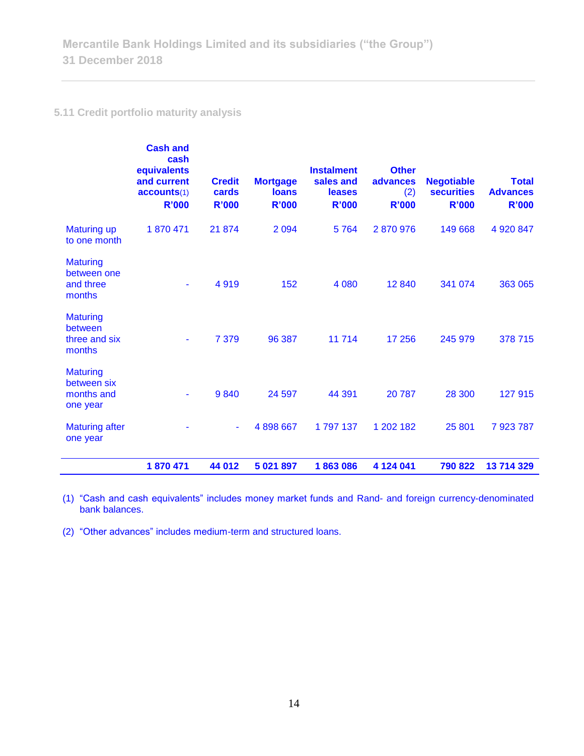## 5.11 Credit portfolio maturity analysis

| | Cash and cash equivalents and current accounts(1) R'000 | Credit cards R'000 | Mortgage loans R'000 | Instalment sales and leases R'000 | Other advances (2) R'000 | Negotiable securities R'000 | Total Advances R'000 |
|---|---|---|---|---|---|---|---|
| Maturing up to one month | 1 870 471 | 21 874 | 2 094 | 5 764 | 2 870 976 | 149 668 | 4 920 847 |
| Maturing between one and three months | - | 4 919 | 152 | 4 080 | 12 840 | 341 074 | 363 065 |
| Maturing between three and six months | - | 7 379 | 96 387 | 11 714 | 17 256 | 245 979 | 378 715 |
| Maturing between six months and one year | - | 9 840 | 24 597 | 44 391 | 20 787 | 28 300 | 127 915 |
| Maturing after one year | - | - | 4 898 667 | 1 797 137 | 1 202 182 | 25 801 | 7 923 787 |
| | **1 870 471** | **44 012** | **5 021 897** | **1 863 086** | **4 124 041** | **790 822** | **13 714 329** |

(1) "Cash and cash equivalents" includes money market funds and Rand- and foreign currency-denominated bank balances.

(2) "Other advances" includes medium-term and structured loans.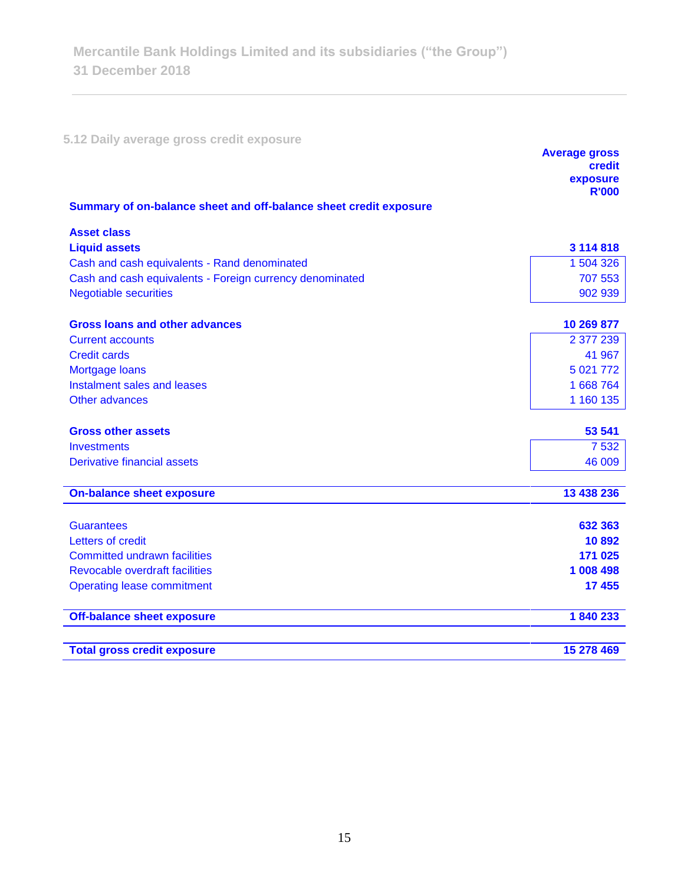### 5.12 Daily average gross credit exposure

| | Average gross credit exposure R'000 |
|---|---|
| **Summary of on-balance sheet and off-balance sheet credit exposure** | |
| **Asset class** | |
| **Liquid assets** | **3 114 818** |
| Cash and cash equivalents - Rand denominated | 1 504 326 |
| Cash and cash equivalents - Foreign currency denominated | 707 553 |
| Negotiable securities | 902 939 |
| **Gross loans and other advances** | **10 269 877** |
| Current accounts | 2 377 239 |
| Credit cards | 41 967 |
| Mortgage loans | 5 021 772 |
| Instalment sales and leases | 1 668 764 |
| Other advances | 1 160 135 |
| **Gross other assets** | **53 541** |
| Investments | 7 532 |
| Derivative financial assets | 46 009 |
| **On-balance sheet exposure** | **13 438 236** |
| Guarantees | **632 363** |
| Letters of credit | **10 892** |
| Committed undrawn facilities | **171 025** |
| Revocable overdraft facilities | **1 008 498** |
| Operating lease commitment | **17 455** |
| **Off-balance sheet exposure** | **1 840 233** |
| **Total gross credit exposure** | **15 278 469** |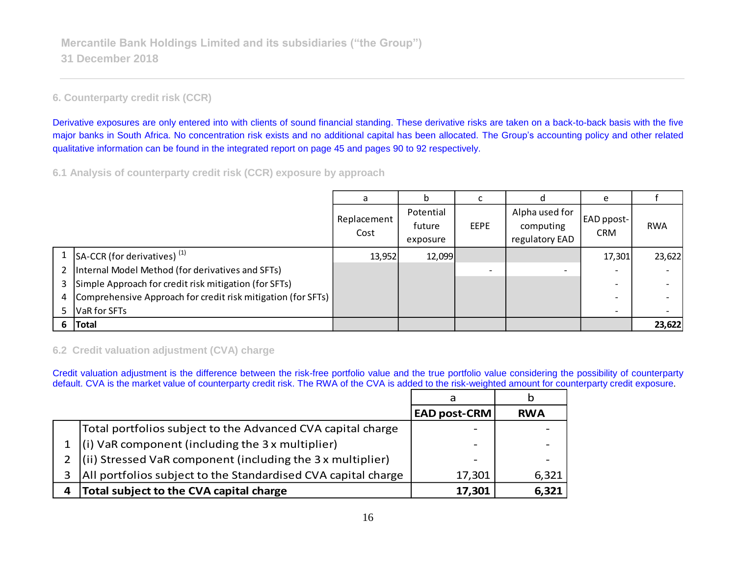## 6. Counterparty credit risk (CCR)

Derivative exposures are only entered into with clients of sound financial standing. These derivative risks are taken on a back-to-back basis with the five major banks in South Africa. No concentration risk exists and no additional capital has been allocated. The Group's accounting policy and other related qualitative information can be found in the integrated report on page 45 and pages 90 to 92 respectively.

### 6.1 Analysis of counterparty credit risk (CCR) exposure by approach

| | | a | b | c | d | e | f |
|---|---|---|---|---|---|---|---|
| | | Replacement Cost | Potential future exposure | EEPE | Alpha used for computing regulatory EAD | EAD ppost-CRM | RWA |
| 1 | SA-CCR (for derivatives) [1] | 13,952 | 12,099 | | | 17,301 | 23,622 |
| 2 | Internal Model Method (for derivatives and SFTs) | | | - | - | - | - |
| 3 | Simple Approach for credit risk mitigation (for SFTs) | | | | | - | - |
| 4 | Comprehensive Approach for credit risk mitigation (for SFTs) | | | | | - | - |
| 5 | VaR for SFTs | | | | | - | - |
| **6** | **Total** | | | | | | **23,622** |

### 6.2 Credit valuation adjustment (CVA) charge

Credit valuation adjustment is the difference between the risk-free portfolio value and the true portfolio value considering the possibility of counterparty default. CVA is the market value of counterparty credit risk. The RWA of the CVA is added to the risk-weighted amount for counterparty credit exposure.

| | | a | b |
|---|---|---|---|
| | | **EAD post-CRM** | **RWA** |
| | Total portfolios subject to the Advanced CVA capital charge | - | - |
| 1 | (i) VaR component (including the 3 x multiplier) | - | - |
| 2 | (ii) Stressed VaR component (including the 3 x multiplier) | - | - |
| 3 | All portfolios subject to the Standardised CVA capital charge | 17,301 | 6,321 |
| **4** | **Total subject to the CVA capital charge** | **17,301** | **6,321** |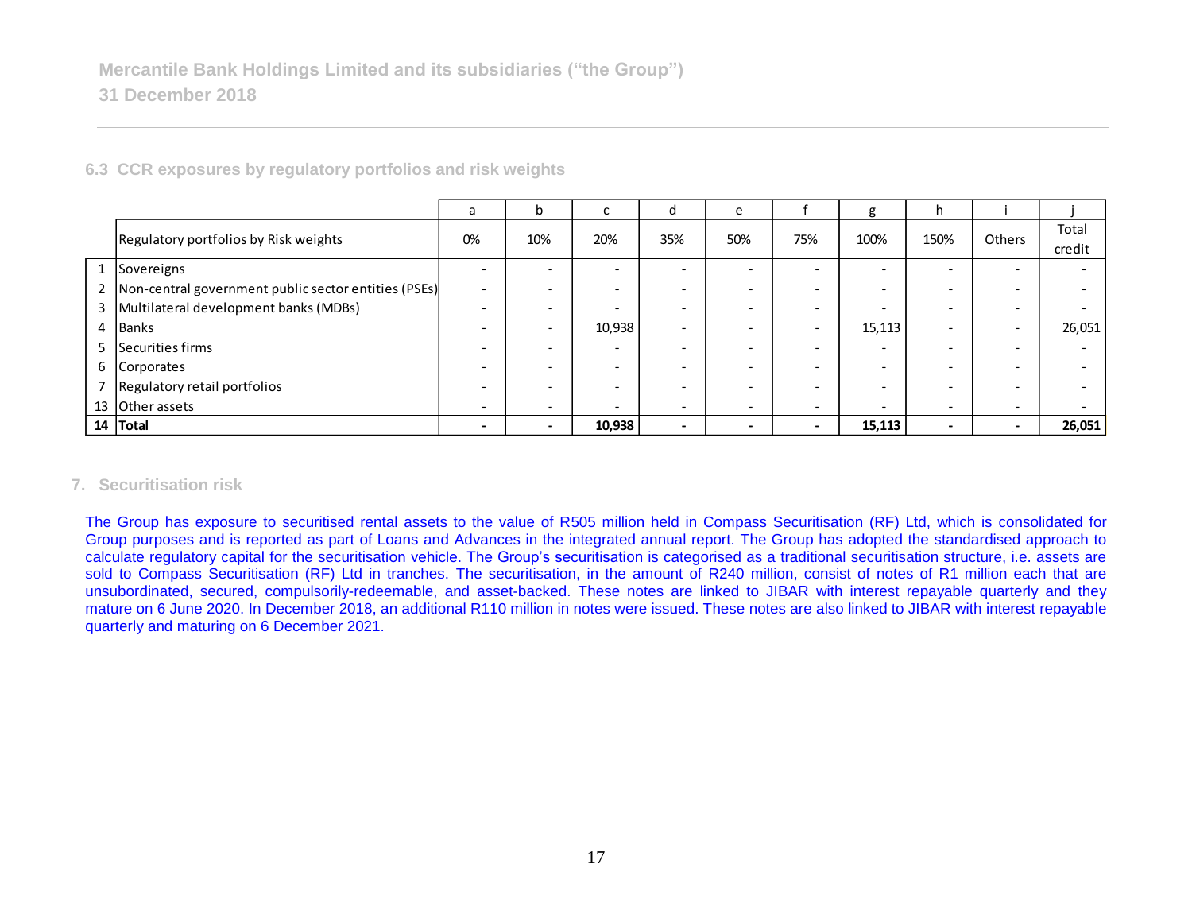### 6.3 CCR exposures by regulatory portfolios and risk weights

| | | a | b | c | d | e | f | g | h | i | j |
|---|---|---|---|---|---|---|---|---|---|---|---|
| | Regulatory portfolios by Risk weights | 0% | 10% | 20% | 35% | 50% | 75% | 100% | 150% | Others | Total credit |
| 1 | Sovereigns | - | - | - | - | - | - | - | - | - | - |
| 2 | Non-central government public sector entities (PSEs) | - | - | - | - | - | - | - | - | - | - |
| 3 | Multilateral development banks (MDBs) | - | - | - | - | - | - | - | - | - | - |
| 4 | Banks | - | - | 10,938 | - | - | - | 15,113 | - | - | 26,051 |
| 5 | Securities firms | - | - | - | - | - | - | - | - | - | - |
| 6 | Corporates | - | - | - | - | - | - | - | - | - | - |
| 7 | Regulatory retail portfolios | - | - | - | - | - | - | - | - | - | - |
| 13 | Other assets | - | - | - | - | - | - | - | - | - | - |
| **14** | **Total** | **-** | **-** | **10,938** | **-** | **-** | **-** | **15,113** | **-** | **-** | **26,051** |

## 7. Securitisation risk

The Group has exposure to securitised rental assets to the value of R505 million held in Compass Securitisation (RF) Ltd, which is consolidated for Group purposes and is reported as part of Loans and Advances in the integrated annual report. The Group has adopted the standardised approach to calculate regulatory capital for the securitisation vehicle. The Group's securitisation is categorised as a traditional securitisation structure, i.e. assets are sold to Compass Securitisation (RF) Ltd in tranches. The securitisation, in the amount of R240 million, consist of notes of R1 million each that are unsubordinated, secured, compulsorily-redeemable, and asset-backed. These notes are linked to JIBAR with interest repayable quarterly and they mature on 6 June 2020. In December 2018, an additional R110 million in notes were issued. These notes are also linked to JIBAR with interest repayable quarterly and maturing on 6 December 2021.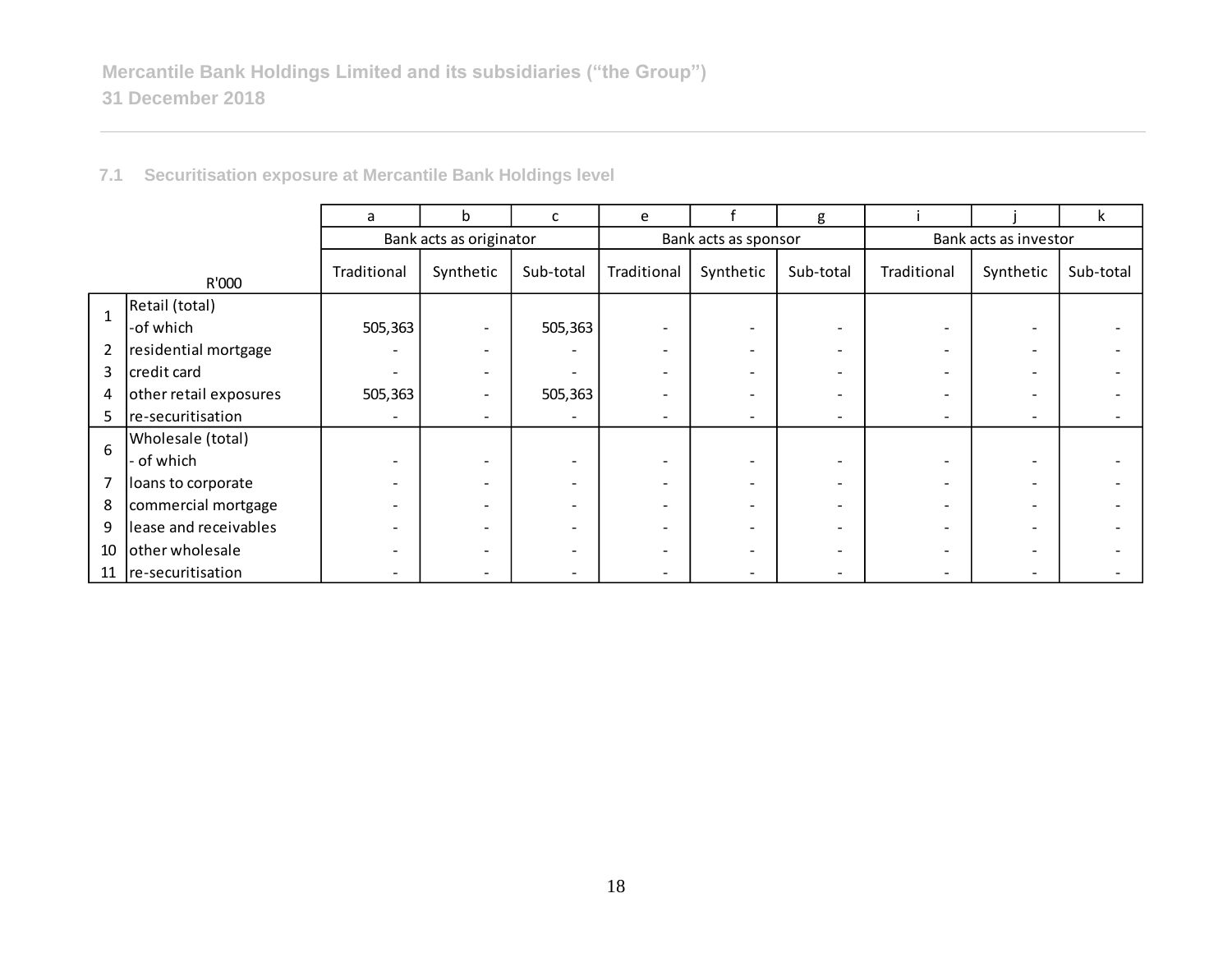### 7.1 Securitisation exposure at Mercantile Bank Holdings level

| | | a | b | c | e | f | g | i | j | k |
|---|---|---|---|---|---|---|---|---|---|---|
| | | Bank acts as originator | | | Bank acts as sponsor | | | Bank acts as investor | | |
| | R'000 | Traditional | Synthetic | Sub-total | Traditional | Synthetic | Sub-total | Traditional | Synthetic | Sub-total |
| 1 | Retail (total) -of which | 505,363 | - | 505,363 | - | - | - | - | - | - |
| 2 | residential mortgage | - | - | - | - | - | - | - | - | - |
| 3 | credit card | - | - | - | - | - | - | - | - | - |
| 4 | other retail exposures | 505,363 | - | 505,363 | - | - | - | - | - | - |
| 5 | re-securitisation | - | - | - | - | - | - | - | - | - |
| 6 | Wholesale (total) - of which | - | - | - | - | - | - | - | - | - |
| 7 | loans to corporate | - | - | - | - | - | - | - | - | - |
| 8 | commercial mortgage | - | - | - | - | - | - | - | - | - |
| 9 | lease and receivables | - | - | - | - | - | - | - | - | - |
| 10 | other wholesale | - | - | - | - | - | - | - | - | - |
| 11 | re-securitisation | - | - | - | - | - | - | - | - | - |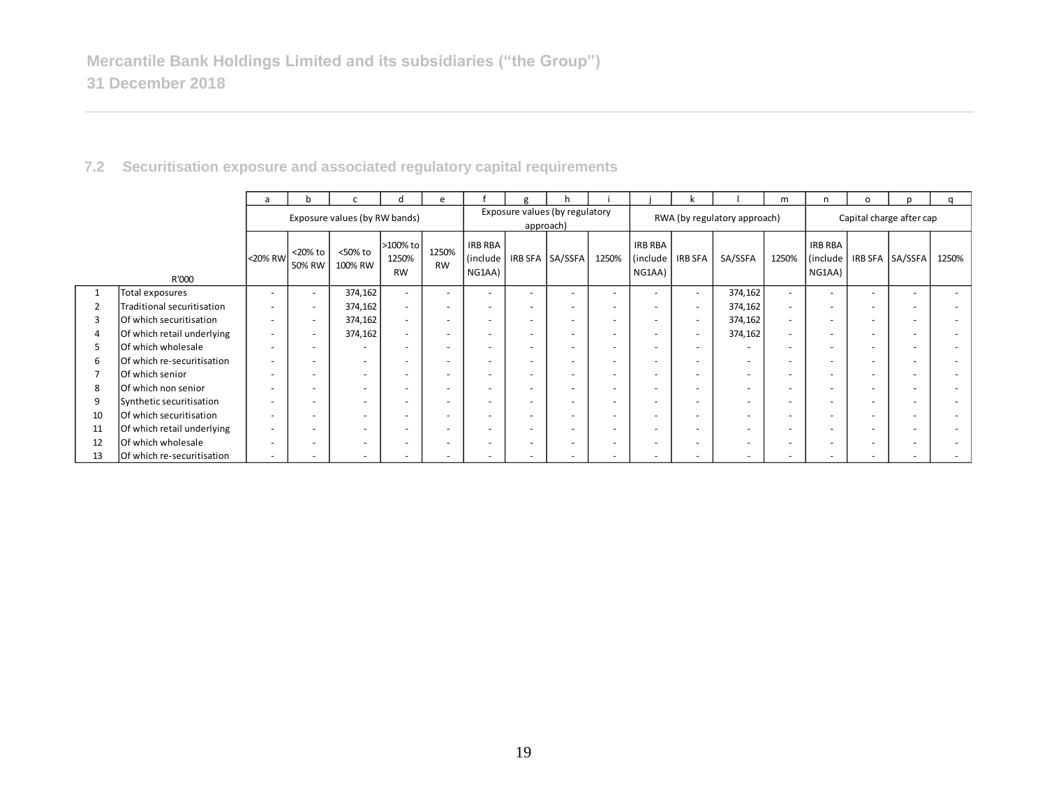Mercantile Bank Holdings Limited and its subsidiaries ("the Group")
31 December 2018

### 7.2 Securitisation exposure and associated regulatory capital requirements

| | | a | b | c | d | e | f | g | h | i | j | k | l | m | n | o | p | q |
|---|---|---|---|---|---|---|---|---|---|---|---|---|---|---|---|---|---|---|
| | | Exposure values (by RW bands) | | | | | Exposure values (by regulatory approach) | | | | RWA (by regulatory approach) | | | | Capital charge after cap | | | |
| | R'000 | <20% RW | <20% to 50% RW | <50% to 100% RW | >100% to 1250% RW | 1250% RW | IRB RBA (include NG1AA) | IRB SFA | SA/SSFA | 1250% | IRB RBA (include NG1AA) | IRB SFA | SA/SSFA | 1250% | IRB RBA (include NG1AA) | IRB SFA | SA/SSFA | 1250% |
| 1 | Total exposures | - | - | 374,162 | - | - | - | - | - | - | - | - | 374,162 | - | - | - | - | - |
| 2 | Traditional securitisation | - | - | 374,162 | - | - | - | - | - | - | - | - | 374,162 | - | - | - | - | - |
| 3 | Of which securitisation | - | - | 374,162 | - | - | - | - | - | - | - | - | 374,162 | - | - | - | - | - |
| 4 | Of which retail underlying | - | - | 374,162 | - | - | - | - | - | - | - | - | 374,162 | - | - | - | - | - |
| 5 | Of which wholesale | - | - | - | - | - | - | - | - | - | - | - | - | - | - | - | - | - |
| 6 | Of which re-securitisation | - | - | - | - | - | - | - | - | - | - | - | - | - | - | - | - | - |
| 7 | Of which senior | - | - | - | - | - | - | - | - | - | - | - | - | - | - | - | - | - |
| 8 | Of which non senior | - | - | - | - | - | - | - | - | - | - | - | - | - | - | - | - | - |
| 9 | Synthetic securitisation | - | - | - | - | - | - | - | - | - | - | - | - | - | - | - | - | - |
| 10 | Of which securitisation | - | - | - | - | - | - | - | - | - | - | - | - | - | - | - | - | - |
| 11 | Of which retail underlying | - | - | - | - | - | - | - | - | - | - | - | - | - | - | - | - | - |
| 12 | Of which wholesale | - | - | - | - | - | - | - | - | - | - | - | - | - | - | - | - | - |
| 13 | Of which re-securitisation | - | - | - | - | - | - | - | - | - | - | - | - | - | - | - | - | - |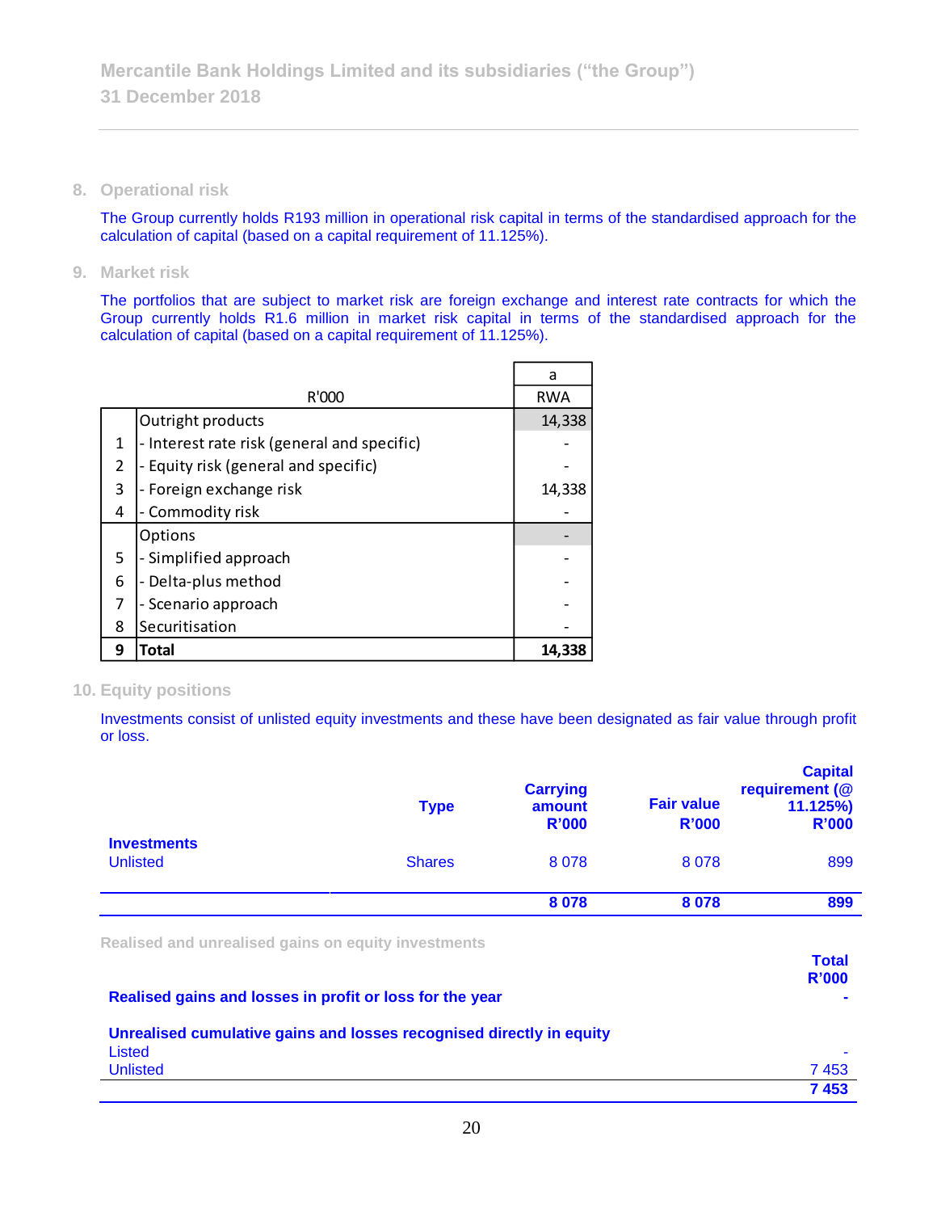## 8. Operational risk

The Group currently holds R193 million in operational risk capital in terms of the standardised approach for the calculation of capital (based on a capital requirement of 11.125%).

## 9. Market risk

The portfolios that are subject to market risk are foreign exchange and interest rate contracts for which the Group currently holds R1.6 million in market risk capital in terms of the standardised approach for the calculation of capital (based on a capital requirement of 11.125%).

| | R'000 | a<br>RWA |
|---|---|---|
| | Outright products | 14,338 |
| 1 | - Interest rate risk (general and specific) | - |
| 2 | - Equity risk (general and specific) | - |
| 3 | - Foreign exchange risk | 14,338 |
| 4 | - Commodity risk | - |
| | Options | - |
| 5 | - Simplified approach | - |
| 6 | - Delta-plus method | - |
| 7 | - Scenario approach | - |
| 8 | Securitisation | - |
| **9** | **Total** | **14,338** |

## 10. Equity positions

Investments consist of unlisted equity investments and these have been designated as fair value through profit or loss.

| | Type | Carrying amount R'000 | Fair value R'000 | Capital requirement (@ 11.125%) R'000 |
|---|---|---|---|---|
| **Investments** | | | | |
| Unlisted | Shares | 8 078 | 8 078 | 899 |
| | | **8 078** | **8 078** | **899** |

### Realised and unrealised gains on equity investments

| | Total R'000 |
|---|---|
| **Realised gains and losses in profit or loss for the year** | **-** |
| **Unrealised cumulative gains and losses recognised directly in equity** | |
| Listed | - |
| Unlisted | 7 453 |
| | **7 453** |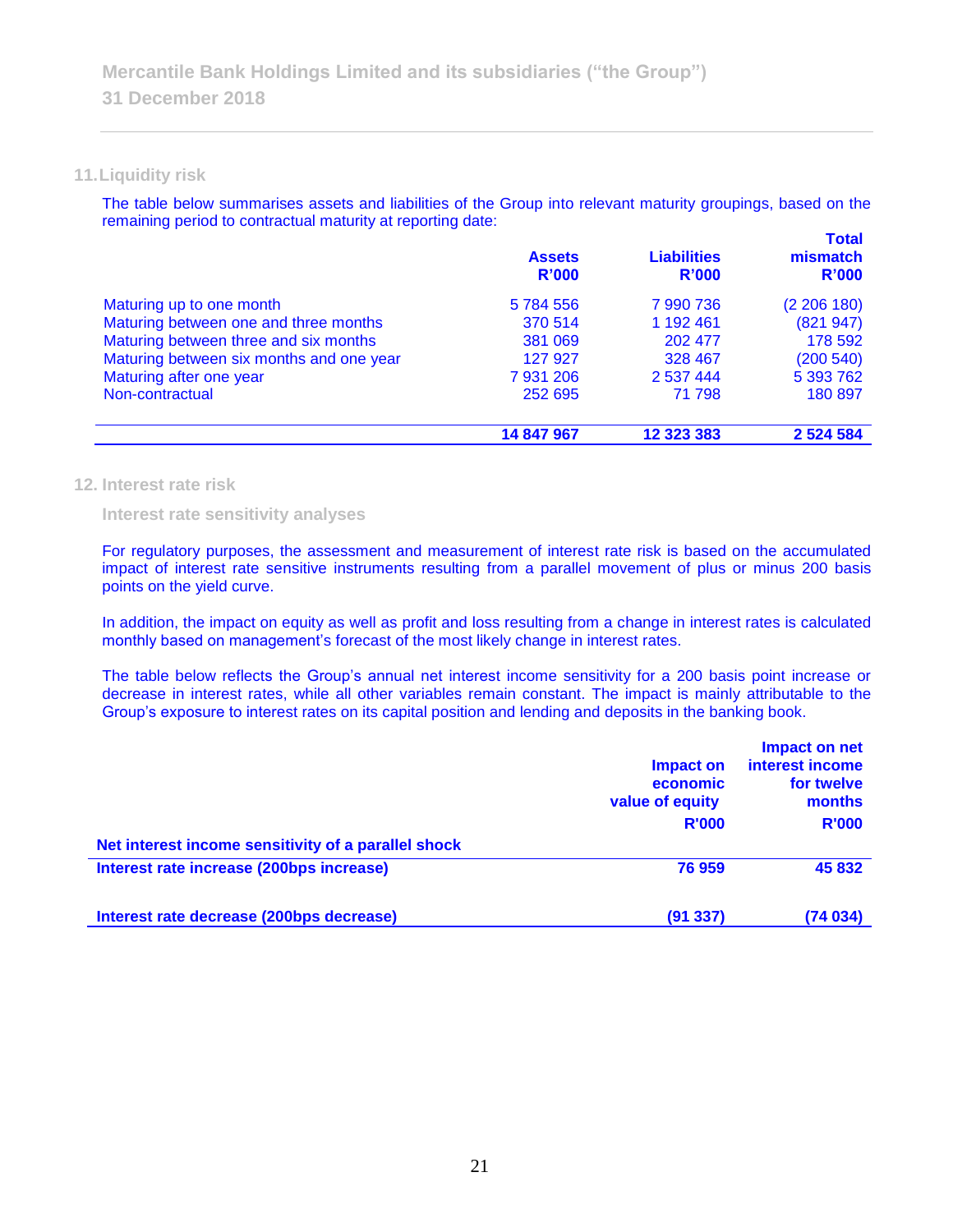## 11. Liquidity risk

The table below summarises assets and liabilities of the Group into relevant maturity groupings, based on the remaining period to contractual maturity at reporting date:

| | Assets R'000 | Liabilities R'000 | Total mismatch R'000 |
|---|---|---|---|
| Maturing up to one month | 5 784 556 | 7 990 736 | (2 206 180) |
| Maturing between one and three months | 370 514 | 1 192 461 | (821 947) |
| Maturing between three and six months | 381 069 | 202 477 | 178 592 |
| Maturing between six months and one year | 127 927 | 328 467 | (200 540) |
| Maturing after one year | 7 931 206 | 2 537 444 | 5 393 762 |
| Non-contractual | 252 695 | 71 798 | 180 897 |
| | **14 847 967** | **12 323 383** | **2 524 584** |

## 12. Interest rate risk

### Interest rate sensitivity analyses

For regulatory purposes, the assessment and measurement of interest rate risk is based on the accumulated impact of interest rate sensitive instruments resulting from a parallel movement of plus or minus 200 basis points on the yield curve.

In addition, the impact on equity as well as profit and loss resulting from a change in interest rates is calculated monthly based on management's forecast of the most likely change in interest rates.

The table below reflects the Group's annual net interest income sensitivity for a 200 basis point increase or decrease in interest rates, while all other variables remain constant. The impact is mainly attributable to the Group's exposure to interest rates on its capital position and lending and deposits in the banking book.

| | Impact on economic value of equity R'000 | Impact on net interest income for twelve months R'000 |
|---|---|---|
| **Net interest income sensitivity of a parallel shock** | | |
| **Interest rate increase (200bps increase)** | **76 959** | **45 832** |
| **Interest rate decrease (200bps decrease)** | **(91 337)** | **(74 034)** |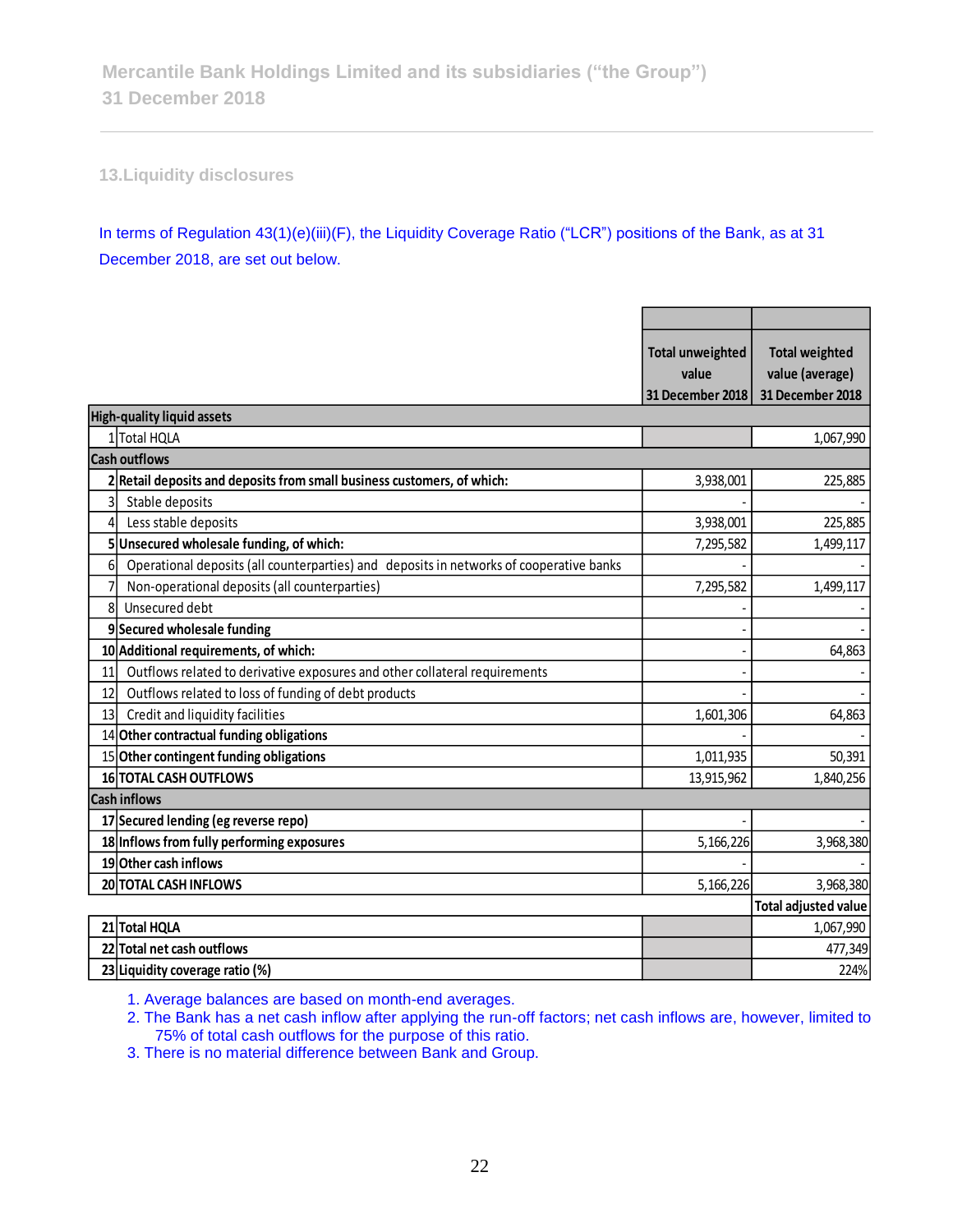## 13. Liquidity disclosures

In terms of Regulation 43(1)(e)(iii)(F), the Liquidity Coverage Ratio ("LCR") positions of the Bank, as at 31 December 2018, are set out below.

| | | Total unweighted value 31 December 2018 | Total weighted value (average) 31 December 2018 |
|---|---|---|---|
| **High-quality liquid assets** | | | |
| 1 | Total HQLA | | 1,067,990 |
| **Cash outflows** | | | |
| **2** | **Retail deposits and deposits from small business customers, of which:** | 3,938,001 | 225,885 |
| 3 | Stable deposits | - | - |
| 4 | Less stable deposits | 3,938,001 | 225,885 |
| **5** | **Unsecured wholesale funding, of which:** | 7,295,582 | 1,499,117 |
| 6 | Operational deposits (all counterparties) and deposits in networks of cooperative banks | - | - |
| 7 | Non-operational deposits (all counterparties) | 7,295,582 | 1,499,117 |
| 8 | Unsecured debt | - | - |
| **9** | **Secured wholesale funding** | - | - |
| **10** | **Additional requirements, of which:** | - | 64,863 |
| 11 | Outflows related to derivative exposures and other collateral requirements | - | - |
| 12 | Outflows related to loss of funding of debt products | - | - |
| 13 | Credit and liquidity facilities | 1,601,306 | 64,863 |
| **14** | **Other contractual funding obligations** | - | - |
| **15** | **Other contingent funding obligations** | 1,011,935 | 50,391 |
| **16** | **TOTAL CASH OUTFLOWS** | 13,915,962 | 1,840,256 |
| **Cash inflows** | | | |
| **17** | **Secured lending (eg reverse repo)** | - | - |
| **18** | **Inflows from fully performing exposures** | 5,166,226 | 3,968,380 |
| **19** | **Other cash inflows** | - | - |
| **20** | **TOTAL CASH INFLOWS** | 5,166,226 | 3,968,380 |
| | | | **Total adjusted value** |
| **21** | **Total HQLA** | | 1,067,990 |
| **22** | **Total net cash outflows** | | 477,349 |
| **23** | **Liquidity coverage ratio (%)** | | 224% |

1. Average balances are based on month-end averages.
2. The Bank has a net cash inflow after applying the run-off factors; net cash inflows are, however, limited to 75% of total cash outflows for the purpose of this ratio.
3. There is no material difference between Bank and Group.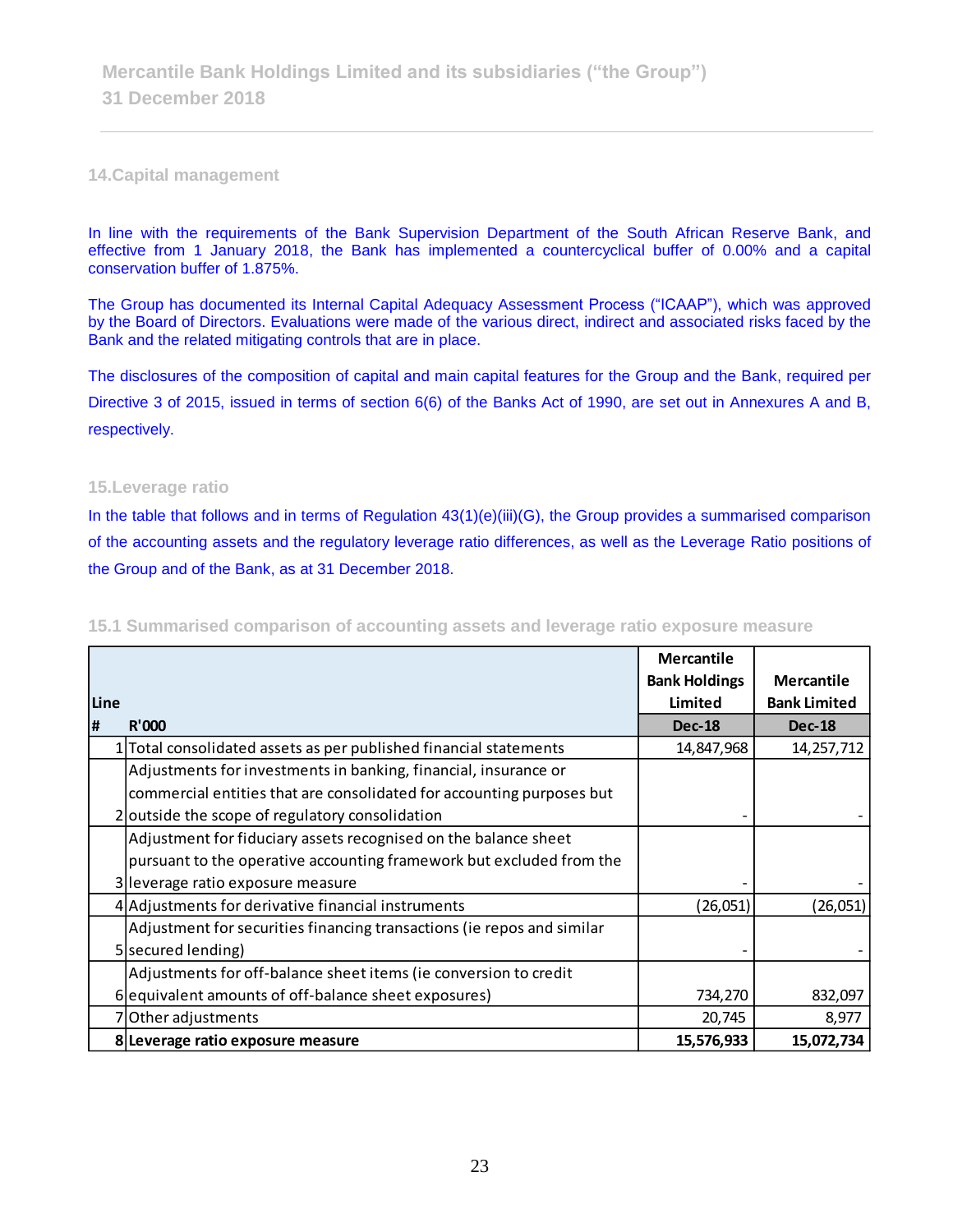## 14. Capital management

In line with the requirements of the Bank Supervision Department of the South African Reserve Bank, and effective from 1 January 2018, the Bank has implemented a countercyclical buffer of 0.00% and a capital conservation buffer of 1.875%.

The Group has documented its Internal Capital Adequacy Assessment Process ("ICAAP"), which was approved by the Board of Directors. Evaluations were made of the various direct, indirect and associated risks faced by the Bank and the related mitigating controls that are in place.

The disclosures of the composition of capital and main capital features for the Group and the Bank, required per Directive 3 of 2015, issued in terms of section 6(6) of the Banks Act of 1990, are set out in Annexures A and B, respectively.

## 15. Leverage ratio

In the table that follows and in terms of Regulation 43(1)(e)(iii)(G), the Group provides a summarised comparison of the accounting assets and the regulatory leverage ratio differences, as well as the Leverage Ratio positions of the Group and of the Bank, as at 31 December 2018.

### 15.1 Summarised comparison of accounting assets and leverage ratio exposure measure

| Line # | R'000 | Mercantile Bank Holdings Limited Dec-18 | Mercantile Bank Limited Dec-18 |
|---|---|---|---|
| 1 | Total consolidated assets as per published financial statements | 14,847,968 | 14,257,712 |
| 2 | Adjustments for investments in banking, financial, insurance or commercial entities that are consolidated for accounting purposes but outside the scope of regulatory consolidation | - | - |
| 3 | Adjustment for fiduciary assets recognised on the balance sheet pursuant to the operative accounting framework but excluded from the leverage ratio exposure measure | - | - |
| 4 | Adjustments for derivative financial instruments | (26,051) | (26,051) |
| 5 | Adjustment for securities financing transactions (ie repos and similar secured lending) | - | - |
| 6 | Adjustments for off-balance sheet items (ie conversion to credit equivalent amounts of off-balance sheet exposures) | 734,270 | 832,097 |
| 7 | Other adjustments | 20,745 | 8,977 |
| **8** | **Leverage ratio exposure measure** | **15,576,933** | **15,072,734** |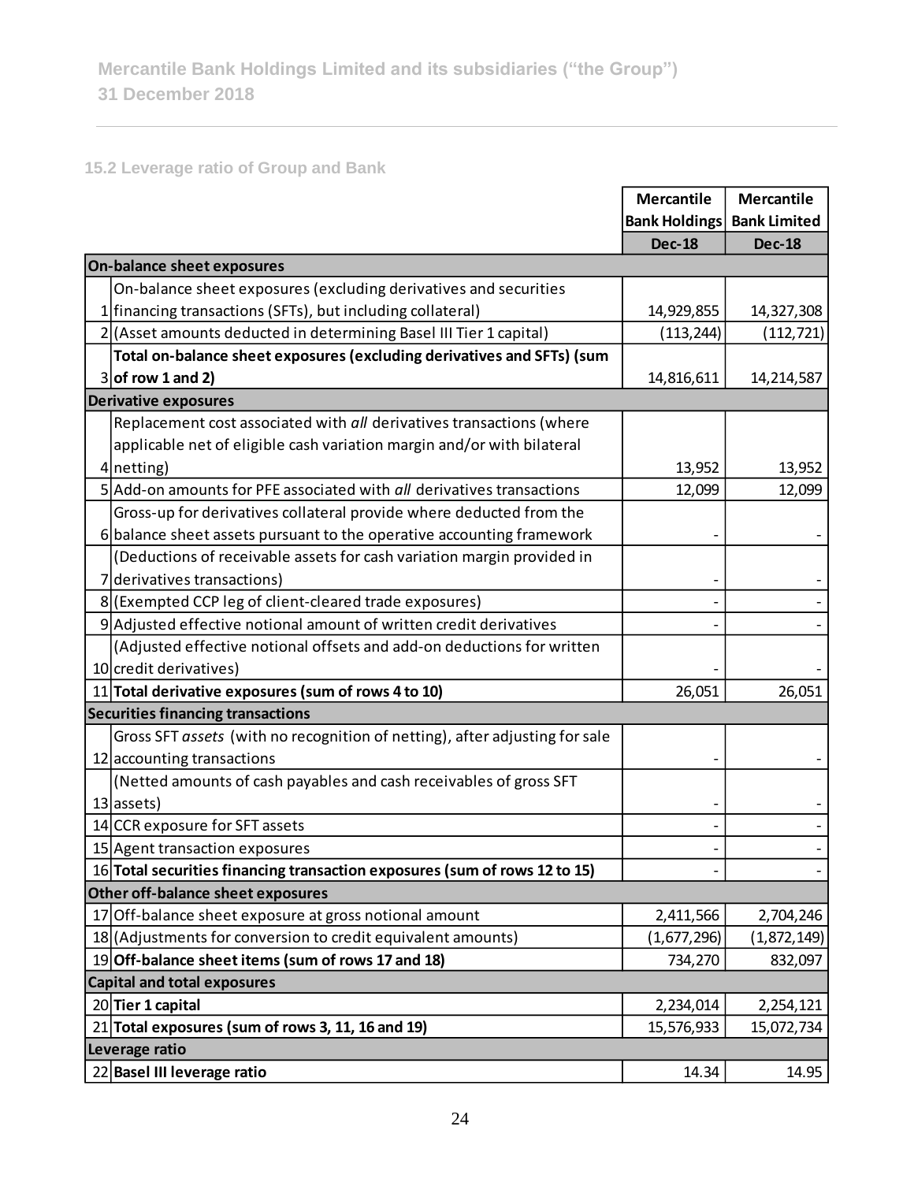Mercantile Bank Holdings Limited and its subsidiaries ("the Group")
31 December 2018

### 15.2 Leverage ratio of Group and Bank

| | | Mercantile Bank Holdings | Mercantile Bank Limited |
|---|---|---|---|
| | | **Dec-18** | **Dec-18** |
| **On-balance sheet exposures** | | | |
| 1 | On-balance sheet exposures (excluding derivatives and securities financing transactions (SFTs), but including collateral) | 14,929,855 | 14,327,308 |
| 2 | (Asset amounts deducted in determining Basel III Tier 1 capital) | (113,244) | (112,721) |
| 3 | **Total on-balance sheet exposures (excluding derivatives and SFTs) (sum of row 1 and 2)** | 14,816,611 | 14,214,587 |
| **Derivative exposures** | | | |
| 4 | Replacement cost associated with *all* derivatives transactions (where applicable net of eligible cash variation margin and/or with bilateral netting) | 13,952 | 13,952 |
| 5 | Add-on amounts for PFE associated with *all* derivatives transactions | 12,099 | 12,099 |
| 6 | Gross-up for derivatives collateral provide where deducted from the balance sheet assets pursuant to the operative accounting framework | - | - |
| 7 | (Deductions of receivable assets for cash variation margin provided in derivatives transactions) | - | - |
| 8 | (Exempted CCP leg of client-cleared trade exposures) | - | - |
| 9 | Adjusted effective notional amount of written credit derivatives | - | - |
| 10 | (Adjusted effective notional offsets and add-on deductions for written credit derivatives) | - | - |
| 11 | **Total derivative exposures (sum of rows 4 to 10)** | 26,051 | 26,051 |
| **Securities financing transactions** | | | |
| 12 | Gross SFT *assets* (with no recognition of netting), after adjusting for sale accounting transactions | - | - |
| 13 | (Netted amounts of cash payables and cash receivables of gross SFT assets) | - | - |
| 14 | CCR exposure for SFT assets | - | - |
| 15 | Agent transaction exposures | - | - |
| 16 | **Total securities financing transaction exposures (sum of rows 12 to 15)** | - | - |
| **Other off-balance sheet exposures** | | | |
| 17 | Off-balance sheet exposure at gross notional amount | 2,411,566 | 2,704,246 |
| 18 | (Adjustments for conversion to credit equivalent amounts) | (1,677,296) | (1,872,149) |
| 19 | **Off-balance sheet items (sum of rows 17 and 18)** | 734,270 | 832,097 |
| **Capital and total exposures** | | | |
| 20 | **Tier 1 capital** | 2,234,014 | 2,254,121 |
| 21 | **Total exposures (sum of rows 3, 11, 16 and 19)** | 15,576,933 | 15,072,734 |
| **Leverage ratio** | | | |
| 22 | **Basel III leverage ratio** | 14.34 | 14.95 |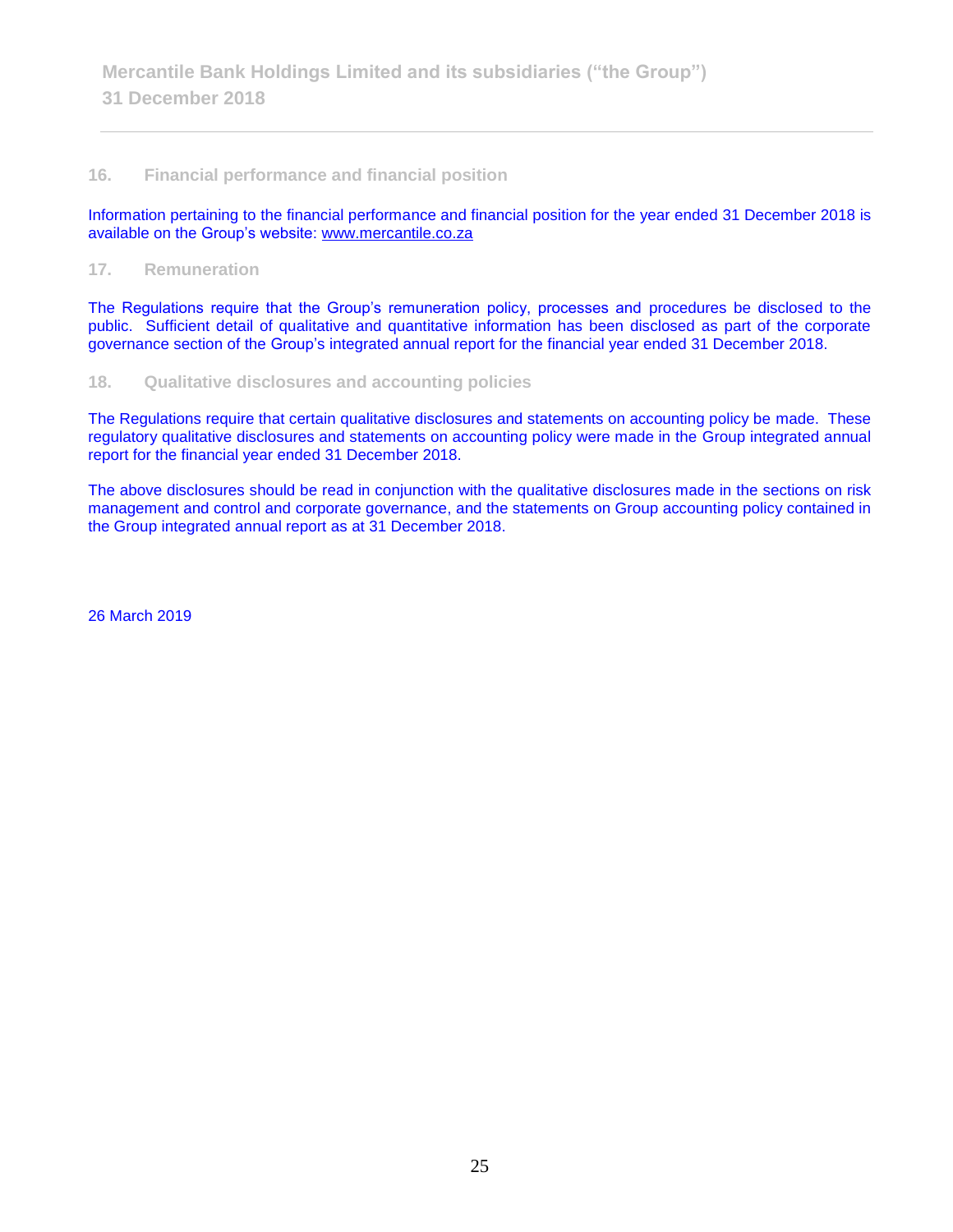## 16. Financial performance and financial position

Information pertaining to the financial performance and financial position for the year ended 31 December 2018 is available on the Group's website: www.mercantile.co.za

## 17. Remuneration

The Regulations require that the Group's remuneration policy, processes and procedures be disclosed to the public. Sufficient detail of qualitative and quantitative information has been disclosed as part of the corporate governance section of the Group's integrated annual report for the financial year ended 31 December 2018.

## 18. Qualitative disclosures and accounting policies

The Regulations require that certain qualitative disclosures and statements on accounting policy be made. These regulatory qualitative disclosures and statements on accounting policy were made in the Group integrated annual report for the financial year ended 31 December 2018.

The above disclosures should be read in conjunction with the qualitative disclosures made in the sections on risk management and control and corporate governance, and the statements on Group accounting policy contained in the Group integrated annual report as at 31 December 2018.

26 March 2019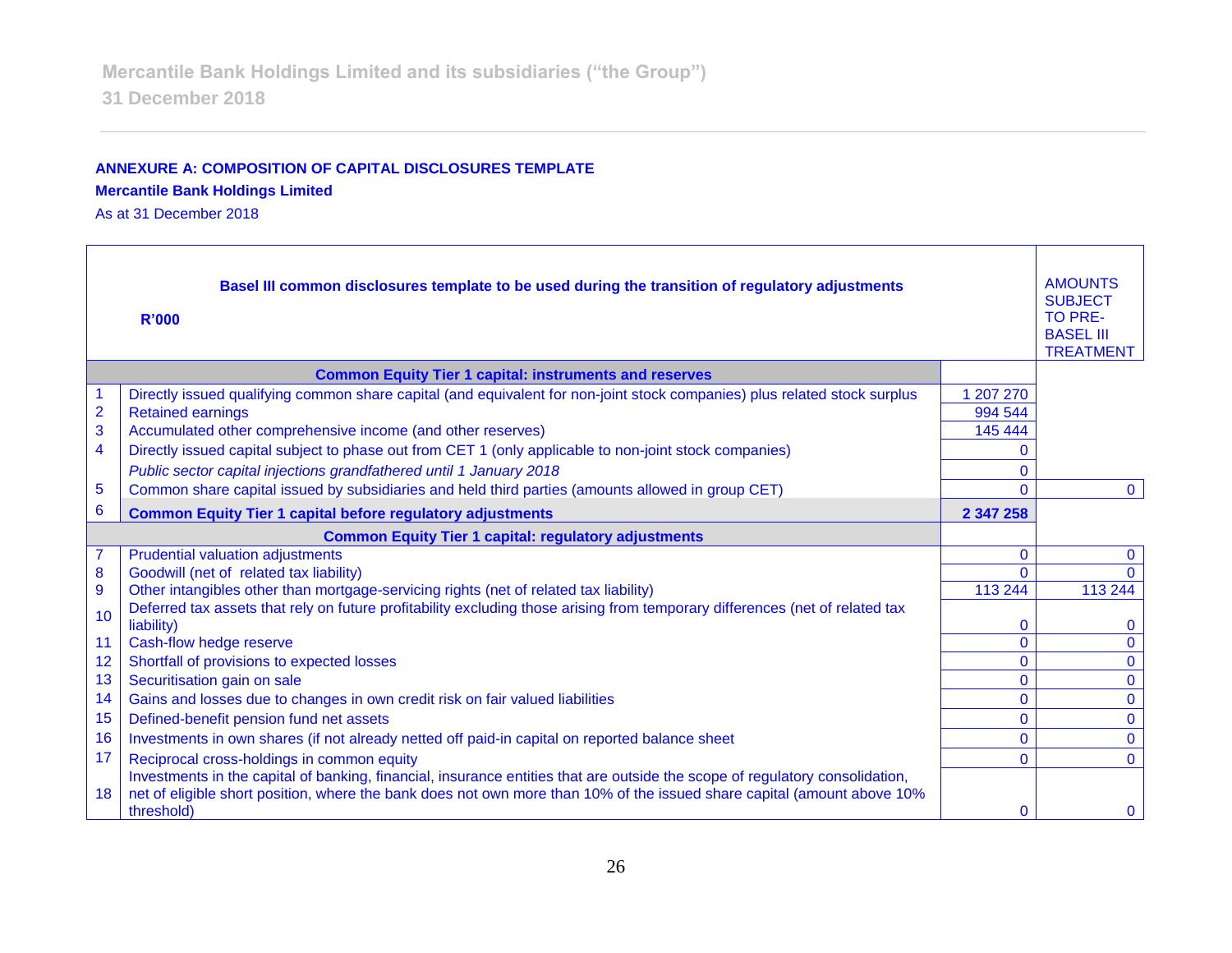## ANNEXURE A: COMPOSITION OF CAPITAL DISCLOSURES TEMPLATE

**Mercantile Bank Holdings Limited**

As at 31 December 2018

| | **Basel III common disclosures template to be used during the transition of regulatory adjustments** **R'000** | | AMOUNTS SUBJECT TO PRE-BASEL III TREATMENT |
|---|---|---|---|
| | **Common Equity Tier 1 capital: instruments and reserves** | | |
| 1 | Directly issued qualifying common share capital (and equivalent for non-joint stock companies) plus related stock surplus | 1 207 270 | |
| 2 | Retained earnings | 994 544 | |
| 3 | Accumulated other comprehensive income (and other reserves) | 145 444 | |
| 4 | Directly issued capital subject to phase out from CET 1 (only applicable to non-joint stock companies) | 0 | |
| | *Public sector capital injections grandfathered until 1 January 2018* | 0 | |
| 5 | Common share capital issued by subsidiaries and held third parties (amounts allowed in group CET) | 0 | 0 |
| 6 | **Common Equity Tier 1 capital before regulatory adjustments** | **2 347 258** | |
| | **Common Equity Tier 1 capital: regulatory adjustments** | | |
| 7 | Prudential valuation adjustments | 0 | 0 |
| 8 | Goodwill (net of related tax liability) | 0 | 0 |
| 9 | Other intangibles other than mortgage-servicing rights (net of related tax liability) | 113 244 | 113 244 |
| 10 | Deferred tax assets that rely on future profitability excluding those arising from temporary differences (net of related tax liability) | 0 | 0 |
| 11 | Cash-flow hedge reserve | 0 | 0 |
| 12 | Shortfall of provisions to expected losses | 0 | 0 |
| 13 | Securitisation gain on sale | 0 | 0 |
| 14 | Gains and losses due to changes in own credit risk on fair valued liabilities | 0 | 0 |
| 15 | Defined-benefit pension fund net assets | 0 | 0 |
| 16 | Investments in own shares (if not already netted off paid-in capital on reported balance sheet | 0 | 0 |
| 17 | Reciprocal cross-holdings in common equity | 0 | 0 |
| 18 | Investments in the capital of banking, financial, insurance entities that are outside the scope of regulatory consolidation, net of eligible short position, where the bank does not own more than 10% of the issued share capital (amount above 10% threshold) | 0 | 0 |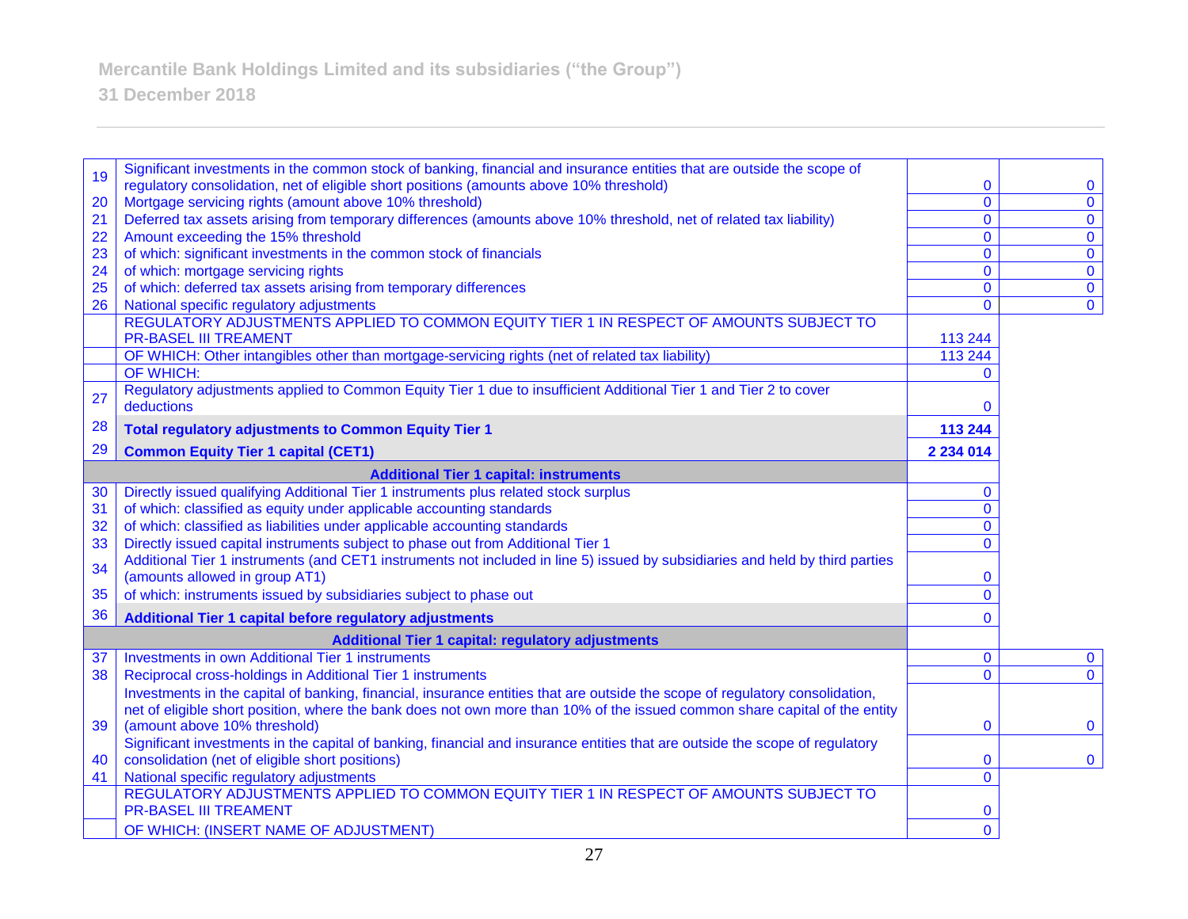| | | | |
|---|---|---|---|
| 19 | Significant investments in the common stock of banking, financial and insurance entities that are outside the scope of regulatory consolidation, net of eligible short positions (amounts above 10% threshold) | 0 | 0 |
| 20 | Mortgage servicing rights (amount above 10% threshold) | 0 | 0 |
| 21 | Deferred tax assets arising from temporary differences (amounts above 10% threshold, net of related tax liability) | 0 | 0 |
| 22 | Amount exceeding the 15% threshold | 0 | 0 |
| 23 | of which: significant investments in the common stock of financials | 0 | 0 |
| 24 | of which: mortgage servicing rights | 0 | 0 |
| 25 | of which: deferred tax assets arising from temporary differences | 0 | 0 |
| 26 | National specific regulatory adjustments | 0 | 0 |
| | REGULATORY ADJUSTMENTS APPLIED TO COMMON EQUITY TIER 1 IN RESPECT OF AMOUNTS SUBJECT TO PR-BASEL III TREAMENT | 113 244 | |
| | OF WHICH: Other intangibles other than mortgage-servicing rights (net of related tax liability) | 113 244 | |
| | OF WHICH: | 0 | |
| 27 | Regulatory adjustments applied to Common Equity Tier 1 due to insufficient Additional Tier 1 and Tier 2 to cover deductions | 0 | |
| 28 | **Total regulatory adjustments to Common Equity Tier 1** | **113 244** | |
| 29 | **Common Equity Tier 1 capital (CET1)** | **2 234 014** | |
| | **Additional Tier 1 capital: instruments** | | |
| 30 | Directly issued qualifying Additional Tier 1 instruments plus related stock surplus | 0 | |
| 31 | of which: classified as equity under applicable accounting standards | 0 | |
| 32 | of which: classified as liabilities under applicable accounting standards | 0 | |
| 33 | Directly issued capital instruments subject to phase out from Additional Tier 1 | 0 | |
| 34 | Additional Tier 1 instruments (and CET1 instruments not included in line 5) issued by subsidiaries and held by third parties (amounts allowed in group AT1) | 0 | |
| 35 | of which: instruments issued by subsidiaries subject to phase out | 0 | |
| 36 | **Additional Tier 1 capital before regulatory adjustments** | 0 | |
| | **Additional Tier 1 capital: regulatory adjustments** | | |
| 37 | Investments in own Additional Tier 1 instruments | 0 | 0 |
| 38 | Reciprocal cross-holdings in Additional Tier 1 instruments | 0 | 0 |
| 39 | Investments in the capital of banking, financial, insurance entities that are outside the scope of regulatory consolidation, net of eligible short position, where the bank does not own more than 10% of the issued common share capital of the entity (amount above 10% threshold) | 0 | 0 |
| 40 | Significant investments in the capital of banking, financial and insurance entities that are outside the scope of regulatory consolidation (net of eligible short positions) | 0 | 0 |
| 41 | National specific regulatory adjustments | 0 | |
| | REGULATORY ADJUSTMENTS APPLIED TO COMMON EQUITY TIER 1 IN RESPECT OF AMOUNTS SUBJECT TO PR-BASEL III TREAMENT | 0 | |
| | OF WHICH: (INSERT NAME OF ADJUSTMENT) | 0 | |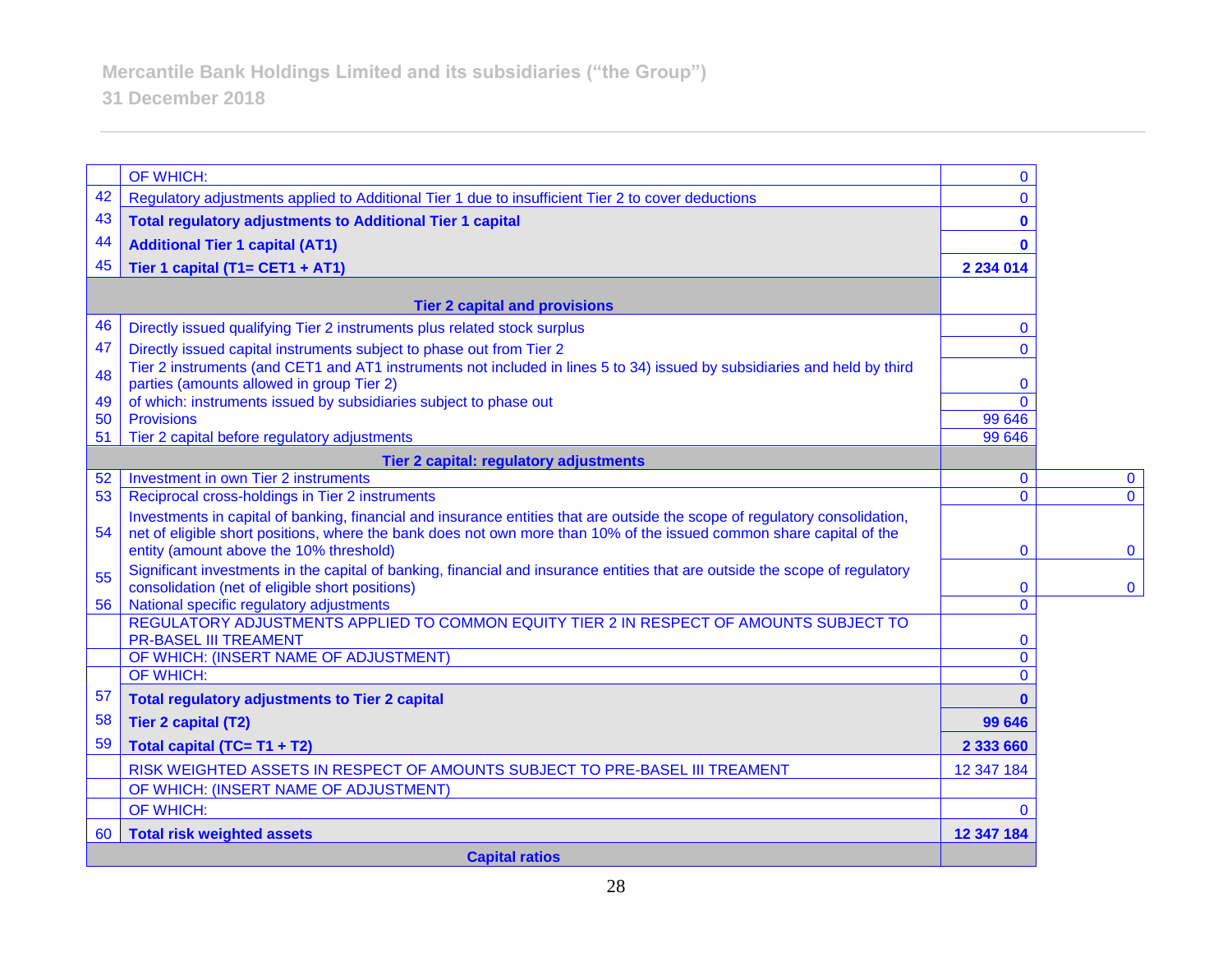| | | | |
|---|---|---|---|
| | OF WHICH: | 0 | |
| 42 | Regulatory adjustments applied to Additional Tier 1 due to insufficient Tier 2 to cover deductions | 0 | |
| 43 | **Total regulatory adjustments to Additional Tier 1 capital** | **0** | |
| 44 | **Additional Tier 1 capital (AT1)** | **0** | |
| 45 | **Tier 1 capital (T1= CET1 + AT1)** | **2 234 014** | |
| | **Tier 2 capital and provisions** | | |
| 46 | Directly issued qualifying Tier 2 instruments plus related stock surplus | 0 | |
| 47 | Directly issued capital instruments subject to phase out from Tier 2 | 0 | |
| 48 | Tier 2 instruments (and CET1 and AT1 instruments not included in lines 5 to 34) issued by subsidiaries and held by third parties (amounts allowed in group Tier 2) | 0 | |
| 49 | of which: instruments issued by subsidiaries subject to phase out | 0 | |
| 50 | Provisions | 99 646 | |
| 51 | Tier 2 capital before regulatory adjustments | 99 646 | |
| | **Tier 2 capital: regulatory adjustments** | | |
| 52 | Investment in own Tier 2 instruments | 0 | 0 |
| 53 | Reciprocal cross-holdings in Tier 2 instruments | 0 | 0 |
| 54 | Investments in capital of banking, financial and insurance entities that are outside the scope of regulatory consolidation, net of eligible short positions, where the bank does not own more than 10% of the issued common share capital of the entity (amount above the 10% threshold) | 0 | 0 |
| 55 | Significant investments in the capital of banking, financial and insurance entities that are outside the scope of regulatory consolidation (net of eligible short positions) | 0 | 0 |
| 56 | National specific regulatory adjustments | 0 | |
| | REGULATORY ADJUSTMENTS APPLIED TO COMMON EQUITY TIER 2 IN RESPECT OF AMOUNTS SUBJECT TO PR-BASEL III TREAMENT | 0 | |
| | OF WHICH: (INSERT NAME OF ADJUSTMENT) | 0 | |
| | OF WHICH: | 0 | |
| 57 | **Total regulatory adjustments to Tier 2 capital** | **0** | |
| 58 | **Tier 2 capital (T2)** | **99 646** | |
| 59 | **Total capital (TC= T1 + T2)** | **2 333 660** | |
| | RISK WEIGHTED ASSETS IN RESPECT OF AMOUNTS SUBJECT TO PRE-BASEL III TREAMENT | 12 347 184 | |
| | OF WHICH: (INSERT NAME OF ADJUSTMENT) | | |
| | OF WHICH: | 0 | |
| 60 | **Total risk weighted assets** | **12 347 184** | |
| | **Capital ratios** | | |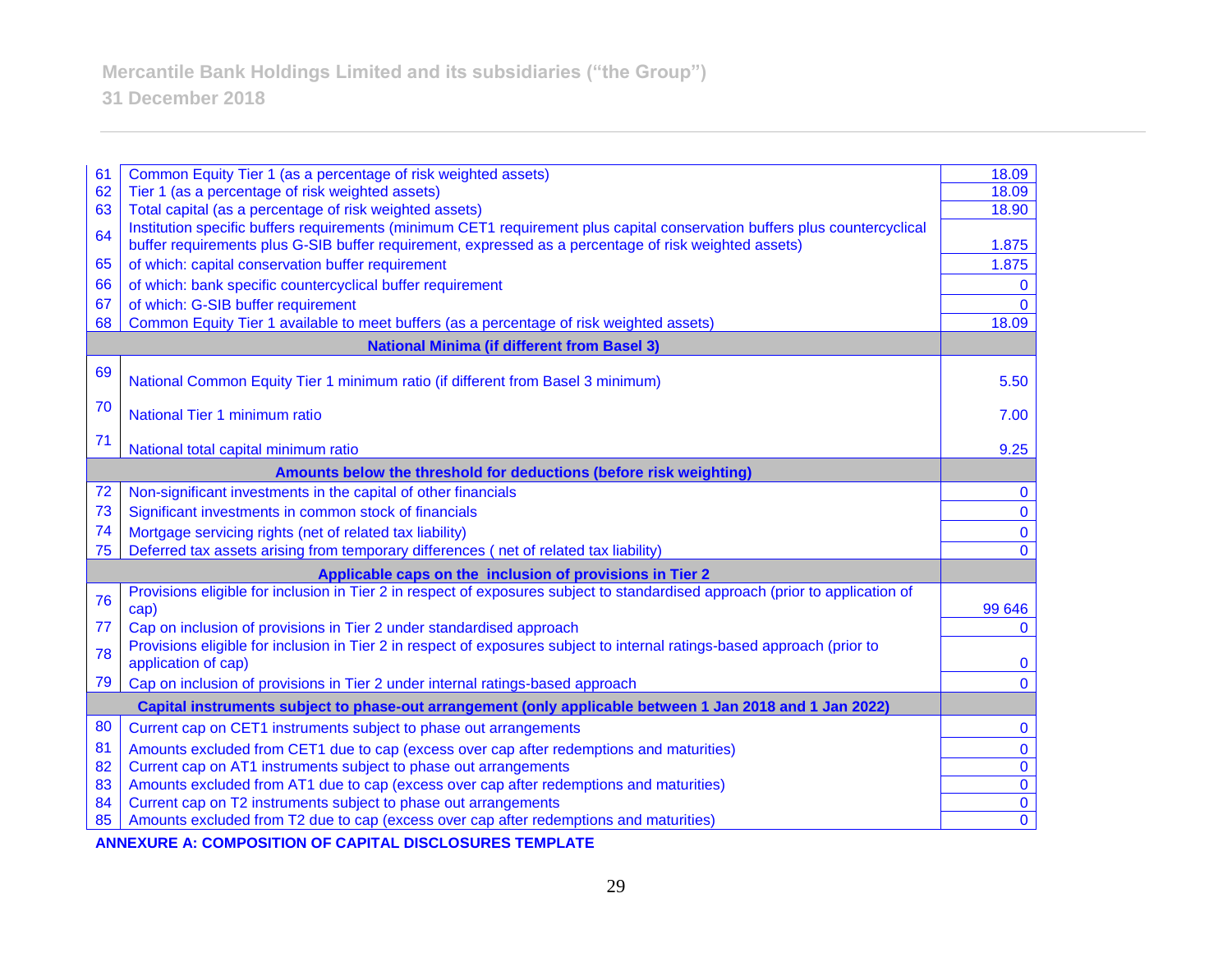| | | |
|---|---|---|
| 61 | Common Equity Tier 1 (as a percentage of risk weighted assets) | 18.09 |
| 62 | Tier 1 (as a percentage of risk weighted assets) | 18.09 |
| 63 | Total capital (as a percentage of risk weighted assets) | 18.90 |
| 64 | Institution specific buffers requirements (minimum CET1 requirement plus capital conservation buffers plus countercyclical buffer requirements plus G-SIB buffer requirement, expressed as a percentage of risk weighted assets) | 1.875 |
| 65 | of which: capital conservation buffer requirement | 1.875 |
| 66 | of which: bank specific countercyclical buffer requirement | 0 |
| 67 | of which: G-SIB buffer requirement | 0 |
| 68 | Common Equity Tier 1 available to meet buffers (as a percentage of risk weighted assets) | 18.09 |
| | **National Minima (if different from Basel 3)** | |
| 69 | National Common Equity Tier 1 minimum ratio (if different from Basel 3 minimum) | 5.50 |
| 70 | National Tier 1 minimum ratio | 7.00 |
| 71 | National total capital minimum ratio | 9.25 |
| | **Amounts below the threshold for deductions (before risk weighting)** | |
| 72 | Non-significant investments in the capital of other financials | 0 |
| 73 | Significant investments in common stock of financials | 0 |
| 74 | Mortgage servicing rights (net of related tax liability) | 0 |
| 75 | Deferred tax assets arising from temporary differences ( net of related tax liability) | 0 |
| | **Applicable caps on the inclusion of provisions in Tier 2** | |
| 76 | Provisions eligible for inclusion in Tier 2 in respect of exposures subject to standardised approach (prior to application of cap) | 99 646 |
| 77 | Cap on inclusion of provisions in Tier 2 under standardised approach | 0 |
| 78 | Provisions eligible for inclusion in Tier 2 in respect of exposures subject to internal ratings-based approach (prior to application of cap) | 0 |
| 79 | Cap on inclusion of provisions in Tier 2 under internal ratings-based approach | 0 |
| | **Capital instruments subject to phase-out arrangement (only applicable between 1 Jan 2018 and 1 Jan 2022)** | |
| 80 | Current cap on CET1 instruments subject to phase out arrangements | 0 |
| 81 | Amounts excluded from CET1 due to cap (excess over cap after redemptions and maturities) | 0 |
| 82 | Current cap on AT1 instruments subject to phase out arrangements | 0 |
| 83 | Amounts excluded from AT1 due to cap (excess over cap after redemptions and maturities) | 0 |
| 84 | Current cap on T2 instruments subject to phase out arrangements | 0 |
| 85 | Amounts excluded from T2 due to cap (excess over cap after redemptions and maturities) | 0 |

**ANNEXURE A: COMPOSITION OF CAPITAL DISCLOSURES TEMPLATE**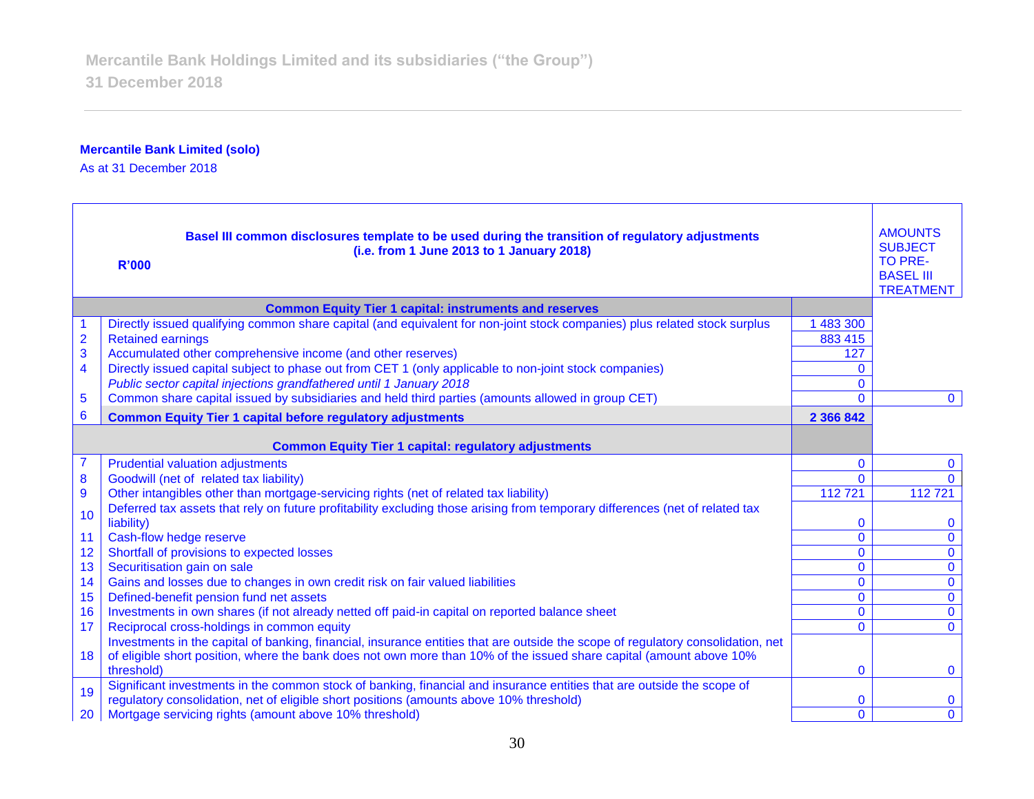**Mercantile Bank Limited (solo)**

As at 31 December 2018

| | Basel III common disclosures template to be used during the transition of regulatory adjustments (i.e. from 1 June 2013 to 1 January 2018)<br>**R'000** | | AMOUNTS SUBJECT TO PRE-BASEL III TREATMENT |
|---|---|---|---|
| | **Common Equity Tier 1 capital: instruments and reserves** | | |
| 1 | Directly issued qualifying common share capital (and equivalent for non-joint stock companies) plus related stock surplus | 1 483 300 | |
| 2 | Retained earnings | 883 415 | |
| 3 | Accumulated other comprehensive income (and other reserves) | 127 | |
| 4 | Directly issued capital subject to phase out from CET 1 (only applicable to non-joint stock companies) | 0 | |
| | *Public sector capital injections grandfathered until 1 January 2018* | 0 | |
| 5 | Common share capital issued by subsidiaries and held third parties (amounts allowed in group CET) | 0 | 0 |
| 6 | **Common Equity Tier 1 capital before regulatory adjustments** | **2 366 842** | |
| | **Common Equity Tier 1 capital: regulatory adjustments** | | |
| 7 | Prudential valuation adjustments | 0 | 0 |
| 8 | Goodwill (net of related tax liability) | 0 | 0 |
| 9 | Other intangibles other than mortgage-servicing rights (net of related tax liability) | 112 721 | 112 721 |
| 10 | Deferred tax assets that rely on future profitability excluding those arising from temporary differences (net of related tax liability) | 0 | 0 |
| 11 | Cash-flow hedge reserve | 0 | 0 |
| 12 | Shortfall of provisions to expected losses | 0 | 0 |
| 13 | Securitisation gain on sale | 0 | 0 |
| 14 | Gains and losses due to changes in own credit risk on fair valued liabilities | 0 | 0 |
| 15 | Defined-benefit pension fund net assets | 0 | 0 |
| 16 | Investments in own shares (if not already netted off paid-in capital on reported balance sheet | 0 | 0 |
| 17 | Reciprocal cross-holdings in common equity | 0 | 0 |
| 18 | Investments in the capital of banking, financial, insurance entities that are outside the scope of regulatory consolidation, net of eligible short position, where the bank does not own more than 10% of the issued share capital (amount above 10% threshold) | 0 | 0 |
| 19 | Significant investments in the common stock of banking, financial and insurance entities that are outside the scope of regulatory consolidation, net of eligible short positions (amounts above 10% threshold) | 0 | 0 |
| 20 | Mortgage servicing rights (amount above 10% threshold) | 0 | 0 |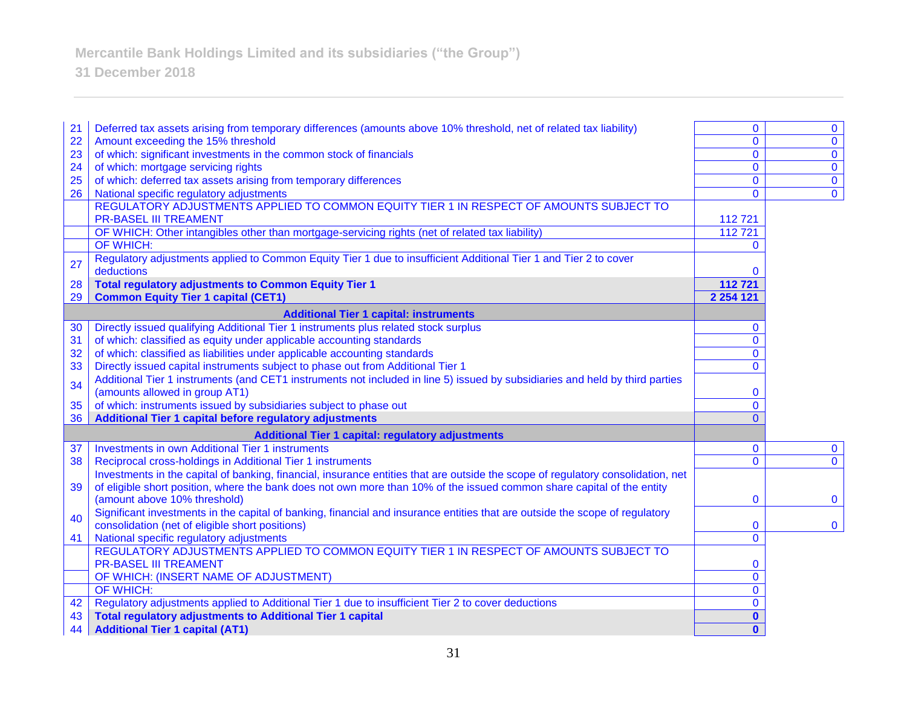| # | Item | Amount | Amounts subject to pre-Basel III treatment |
|---|---|---|---|
| 21 | Deferred tax assets arising from temporary differences (amounts above 10% threshold, net of related tax liability) | 0 | 0 |
| 22 | Amount exceeding the 15% threshold | 0 | 0 |
| 23 | of which: significant investments in the common stock of financials | 0 | 0 |
| 24 | of which: mortgage servicing rights | 0 | 0 |
| 25 | of which: deferred tax assets arising from temporary differences | 0 | 0 |
| 26 | National specific regulatory adjustments | 0 | 0 |
| | REGULATORY ADJUSTMENTS APPLIED TO COMMON EQUITY TIER 1 IN RESPECT OF AMOUNTS SUBJECT TO PR-BASEL III TREAMENT | 112 721 | |
| | OF WHICH: Other intangibles other than mortgage-servicing rights (net of related tax liability) | 112 721 | |
| | OF WHICH: | 0 | |
| 27 | Regulatory adjustments applied to Common Equity Tier 1 due to insufficient Additional Tier 1 and Tier 2 to cover deductions | 0 | |
| 28 | **Total regulatory adjustments to Common Equity Tier 1** | **112 721** | |
| 29 | **Common Equity Tier 1 capital (CET1)** | **2 254 121** | |
| | **Additional Tier 1 capital: instruments** | | |
| 30 | Directly issued qualifying Additional Tier 1 instruments plus related stock surplus | 0 | |
| 31 | of which: classified as equity under applicable accounting standards | 0 | |
| 32 | of which: classified as liabilities under applicable accounting standards | 0 | |
| 33 | Directly issued capital instruments subject to phase out from Additional Tier 1 | 0 | |
| 34 | Additional Tier 1 instruments (and CET1 instruments not included in line 5) issued by subsidiaries and held by third parties (amounts allowed in group AT1) | 0 | |
| 35 | of which: instruments issued by subsidiaries subject to phase out | 0 | |
| 36 | **Additional Tier 1 capital before regulatory adjustments** | 0 | |
| | **Additional Tier 1 capital: regulatory adjustments** | | |
| 37 | Investments in own Additional Tier 1 instruments | 0 | 0 |
| 38 | Reciprocal cross-holdings in Additional Tier 1 instruments | 0 | 0 |
| 39 | Investments in the capital of banking, financial, insurance entities that are outside the scope of regulatory consolidation, net of eligible short position, where the bank does not own more than 10% of the issued common share capital of the entity (amount above 10% threshold) | 0 | 0 |
| 40 | Significant investments in the capital of banking, financial and insurance entities that are outside the scope of regulatory consolidation (net of eligible short positions) | 0 | 0 |
| 41 | National specific regulatory adjustments | 0 | |
| | REGULATORY ADJUSTMENTS APPLIED TO COMMON EQUITY TIER 1 IN RESPECT OF AMOUNTS SUBJECT TO PR-BASEL III TREAMENT | 0 | |
| | OF WHICH: (INSERT NAME OF ADJUSTMENT) | 0 | |
| | OF WHICH: | 0 | |
| 42 | Regulatory adjustments applied to Additional Tier 1 due to insufficient Tier 2 to cover deductions | 0 | |
| 43 | **Total regulatory adjustments to Additional Tier 1 capital** | **0** | |
| 44 | **Additional Tier 1 capital (AT1)** | **0** | |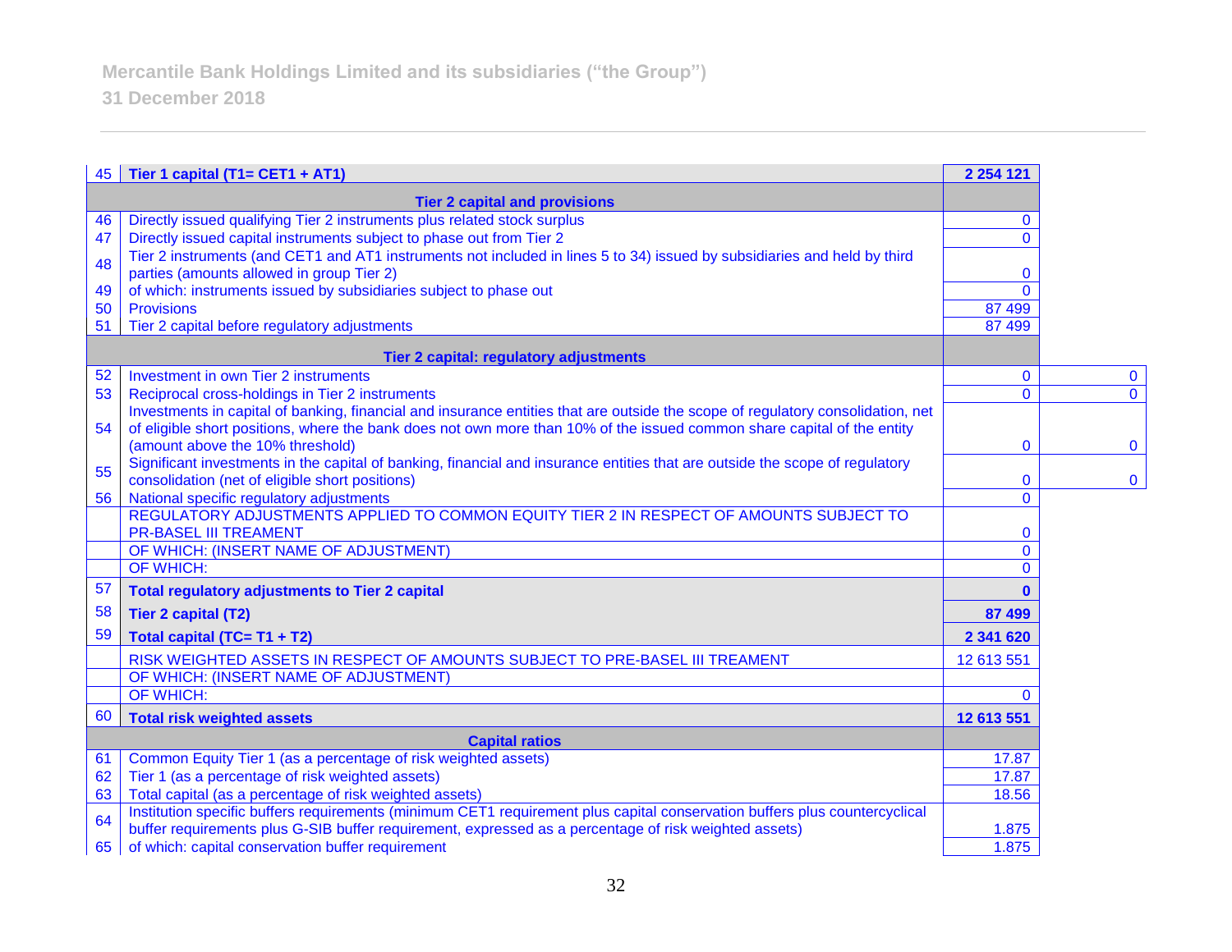| # | Item | Amount | |
|---|---|---|---|
| 45 | **Tier 1 capital (T1= CET1 + AT1)** | **2 254 121** | |
| | **Tier 2 capital and provisions** | | |
| 46 | Directly issued qualifying Tier 2 instruments plus related stock surplus | 0 | |
| 47 | Directly issued capital instruments subject to phase out from Tier 2 | 0 | |
| 48 | Tier 2 instruments (and CET1 and AT1 instruments not included in lines 5 to 34) issued by subsidiaries and held by third parties (amounts allowed in group Tier 2) | 0 | |
| 49 | of which: instruments issued by subsidiaries subject to phase out | 0 | |
| 50 | Provisions | 87 499 | |
| 51 | Tier 2 capital before regulatory adjustments | 87 499 | |
| | **Tier 2 capital: regulatory adjustments** | | |
| 52 | Investment in own Tier 2 instruments | 0 | 0 |
| 53 | Reciprocal cross-holdings in Tier 2 instruments | 0 | 0 |
| 54 | Investments in capital of banking, financial and insurance entities that are outside the scope of regulatory consolidation, net of eligible short positions, where the bank does not own more than 10% of the issued common share capital of the entity (amount above the 10% threshold) | 0 | 0 |
| 55 | Significant investments in the capital of banking, financial and insurance entities that are outside the scope of regulatory consolidation (net of eligible short positions) | 0 | 0 |
| 56 | National specific regulatory adjustments | 0 | |
| | REGULATORY ADJUSTMENTS APPLIED TO COMMON EQUITY TIER 2 IN RESPECT OF AMOUNTS SUBJECT TO PR-BASEL III TREAMENT | 0 | |
| | OF WHICH: (INSERT NAME OF ADJUSTMENT) | 0 | |
| | OF WHICH: | 0 | |
| 57 | **Total regulatory adjustments to Tier 2 capital** | **0** | |
| 58 | **Tier 2 capital (T2)** | **87 499** | |
| 59 | **Total capital (TC= T1 + T2)** | **2 341 620** | |
| | RISK WEIGHTED ASSETS IN RESPECT OF AMOUNTS SUBJECT TO PRE-BASEL III TREAMENT | 12 613 551 | |
| | OF WHICH: (INSERT NAME OF ADJUSTMENT) | | |
| | OF WHICH: | 0 | |
| 60 | **Total risk weighted assets** | **12 613 551** | |
| | **Capital ratios** | | |
| 61 | Common Equity Tier 1 (as a percentage of risk weighted assets) | 17.87 | |
| 62 | Tier 1 (as a percentage of risk weighted assets) | 17.87 | |
| 63 | Total capital (as a percentage of risk weighted assets) | 18.56 | |
| 64 | Institution specific buffers requirements (minimum CET1 requirement plus capital conservation buffers plus countercyclical buffer requirements plus G-SIB buffer requirement, expressed as a percentage of risk weighted assets) | 1.875 | |
| 65 | of which: capital conservation buffer requirement | 1.875 | |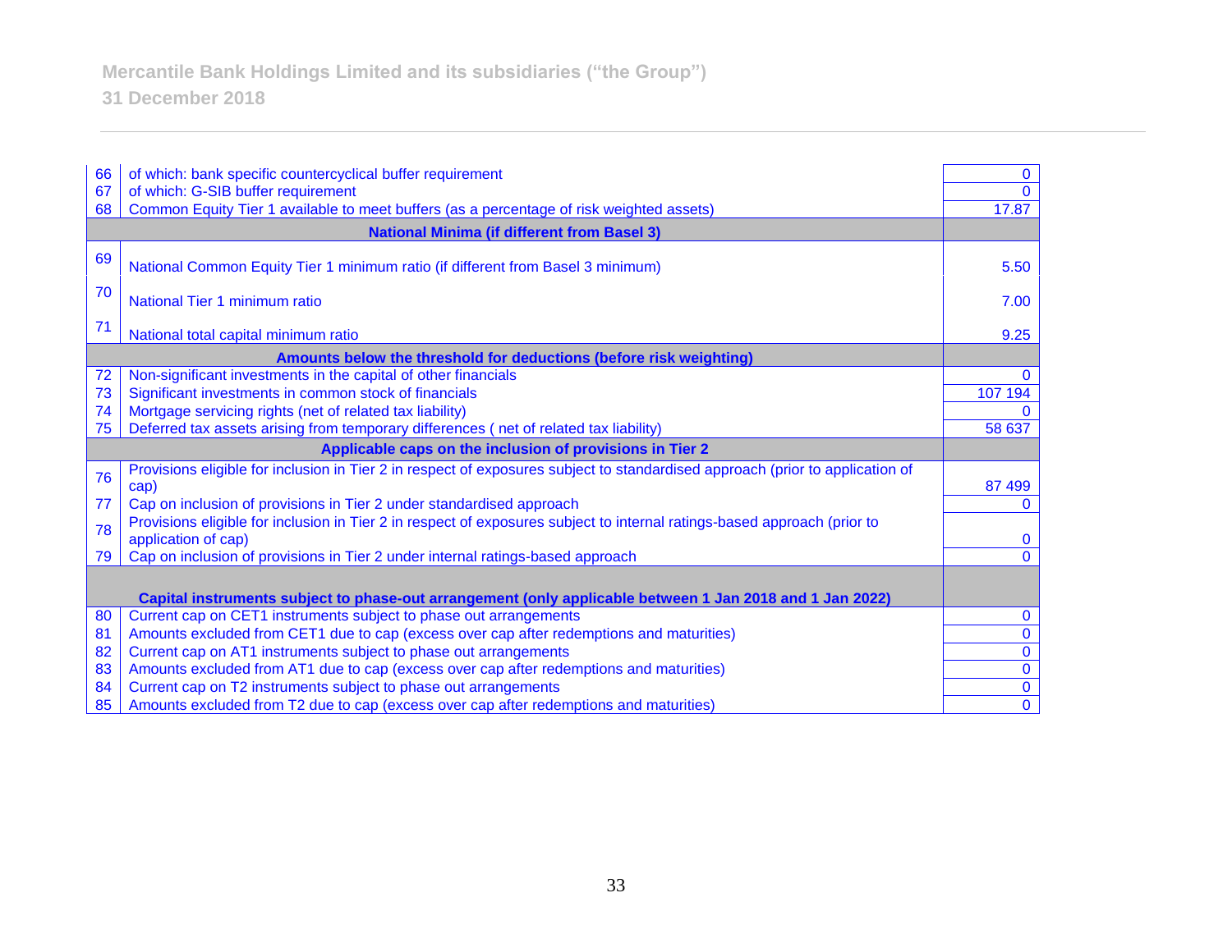| | | |
|---|---|---|
| 66 | of which: bank specific countercyclical buffer requirement | 0 |
| 67 | of which: G-SIB buffer requirement | 0 |
| 68 | Common Equity Tier 1 available to meet buffers (as a percentage of risk weighted assets) | 17.87 |
| | **National Minima (if different from Basel 3)** | |
| 69 | National Common Equity Tier 1 minimum ratio (if different from Basel 3 minimum) | 5.50 |
| 70 | National Tier 1 minimum ratio | 7.00 |
| 71 | National total capital minimum ratio | 9.25 |
| | **Amounts below the threshold for deductions (before risk weighting)** | |
| 72 | Non-significant investments in the capital of other financials | 0 |
| 73 | Significant investments in common stock of financials | 107 194 |
| 74 | Mortgage servicing rights (net of related tax liability) | 0 |
| 75 | Deferred tax assets arising from temporary differences ( net of related tax liability) | 58 637 |
| | **Applicable caps on the inclusion of provisions in Tier 2** | |
| 76 | Provisions eligible for inclusion in Tier 2 in respect of exposures subject to standardised approach (prior to application of cap) | 87 499 |
| 77 | Cap on inclusion of provisions in Tier 2 under standardised approach | 0 |
| 78 | Provisions eligible for inclusion in Tier 2 in respect of exposures subject to internal ratings-based approach (prior to application of cap) | 0 |
| 79 | Cap on inclusion of provisions in Tier 2 under internal ratings-based approach | 0 |
| | **Capital instruments subject to phase-out arrangement (only applicable between 1 Jan 2018 and 1 Jan 2022)** | |
| 80 | Current cap on CET1 instruments subject to phase out arrangements | 0 |
| 81 | Amounts excluded from CET1 due to cap (excess over cap after redemptions and maturities) | 0 |
| 82 | Current cap on AT1 instruments subject to phase out arrangements | 0 |
| 83 | Amounts excluded from AT1 due to cap (excess over cap after redemptions and maturities) | 0 |
| 84 | Current cap on T2 instruments subject to phase out arrangements | 0 |
| 85 | Amounts excluded from T2 due to cap (excess over cap after redemptions and maturities) | 0 |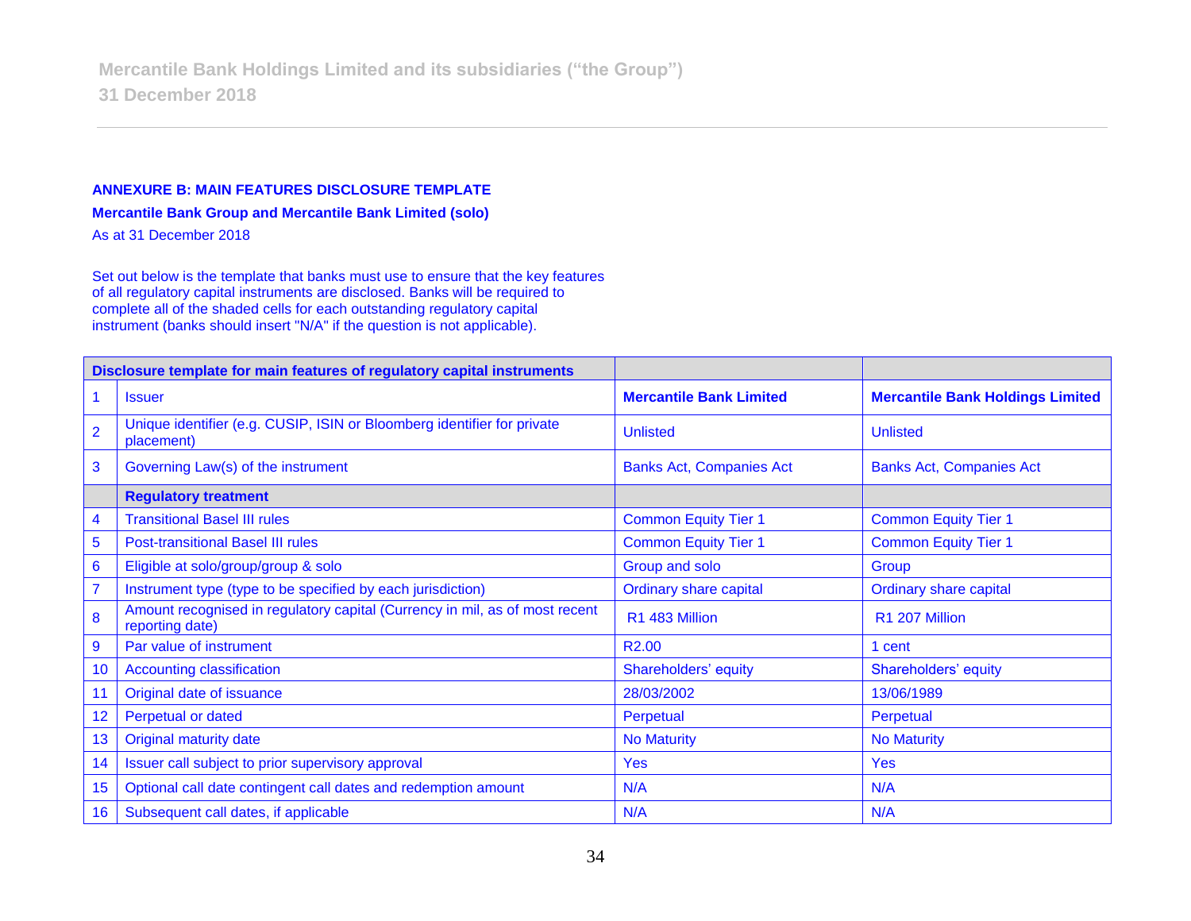**ANNEXURE B: MAIN FEATURES DISCLOSURE TEMPLATE**

**Mercantile Bank Group and Mercantile Bank Limited (solo)**

As at 31 December 2018

Set out below is the template that banks must use to ensure that the key features of all regulatory capital instruments are disclosed. Banks will be required to complete all of the shaded cells for each outstanding regulatory capital instrument (banks should insert "N/A" if the question is not applicable).

| **Disclosure template for main features of regulatory capital instruments** | | | |
|---|---|---|---|
| 1 | Issuer | **Mercantile Bank Limited** | **Mercantile Bank Holdings Limited** |
| 2 | Unique identifier (e.g. CUSIP, ISIN or Bloomberg identifier for private placement) | Unlisted | Unlisted |
| 3 | Governing Law(s) of the instrument | Banks Act, Companies Act | Banks Act, Companies Act |
| | **Regulatory treatment** | | |
| 4 | Transitional Basel III rules | Common Equity Tier 1 | Common Equity Tier 1 |
| 5 | Post-transitional Basel III rules | Common Equity Tier 1 | Common Equity Tier 1 |
| 6 | Eligible at solo/group/group & solo | Group and solo | Group |
| 7 | Instrument type (type to be specified by each jurisdiction) | Ordinary share capital | Ordinary share capital |
| 8 | Amount recognised in regulatory capital (Currency in mil, as of most recent reporting date) | R1 483 Million | R1 207 Million |
| 9 | Par value of instrument | R2.00 | 1 cent |
| 10 | Accounting classification | Shareholders' equity | Shareholders' equity |
| 11 | Original date of issuance | 28/03/2002 | 13/06/1989 |
| 12 | Perpetual or dated | Perpetual | Perpetual |
| 13 | Original maturity date | No Maturity | No Maturity |
| 14 | Issuer call subject to prior supervisory approval | Yes | Yes |
| 15 | Optional call date contingent call dates and redemption amount | N/A | N/A |
| 16 | Subsequent call dates, if applicable | N/A | N/A |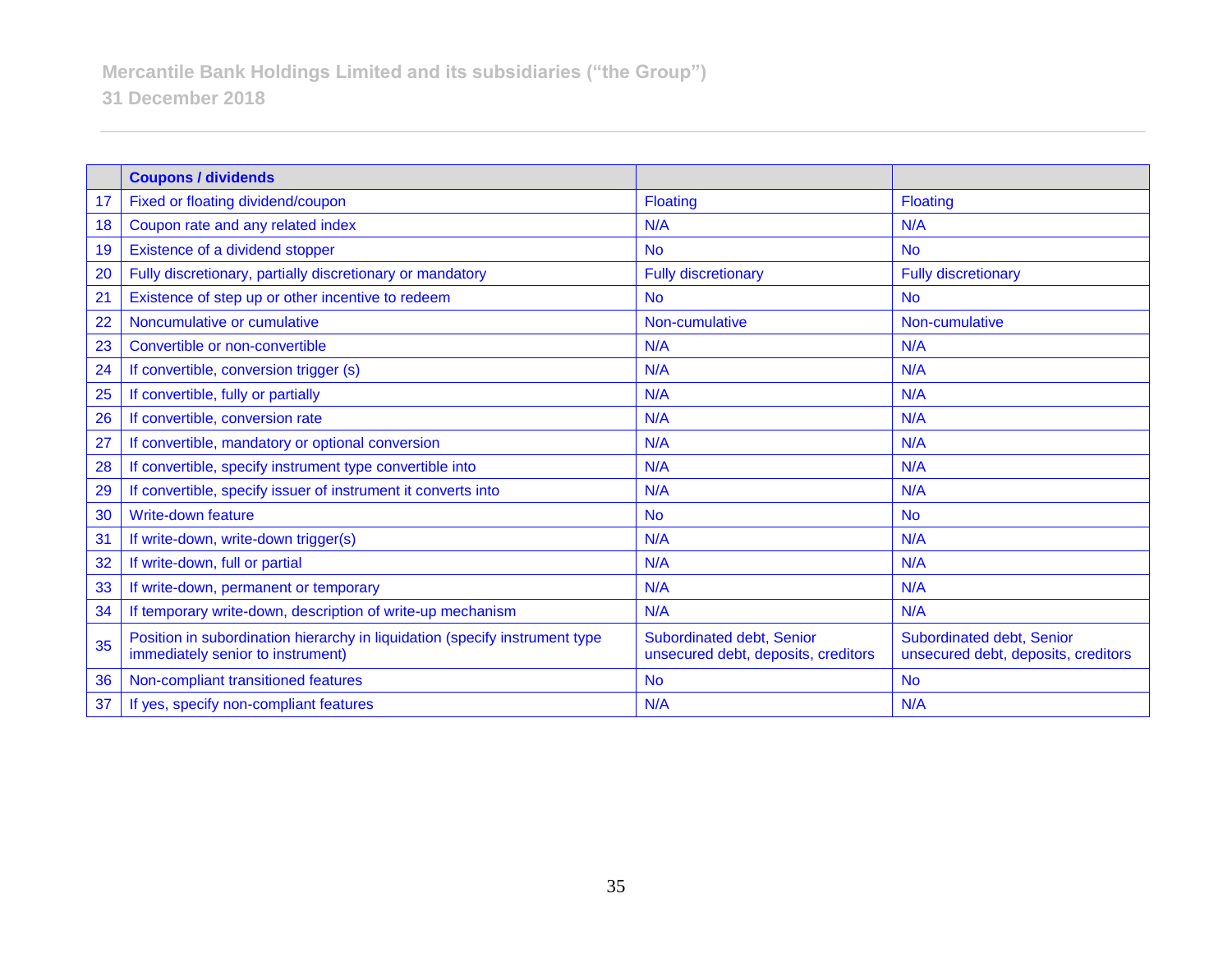| | Coupons / dividends | | |
|---|---|---|---|
| 17 | Fixed or floating dividend/coupon | Floating | Floating |
| 18 | Coupon rate and any related index | N/A | N/A |
| 19 | Existence of a dividend stopper | No | No |
| 20 | Fully discretionary, partially discretionary or mandatory | Fully discretionary | Fully discretionary |
| 21 | Existence of step up or other incentive to redeem | No | No |
| 22 | Noncumulative or cumulative | Non-cumulative | Non-cumulative |
| 23 | Convertible or non-convertible | N/A | N/A |
| 24 | If convertible, conversion trigger (s) | N/A | N/A |
| 25 | If convertible, fully or partially | N/A | N/A |
| 26 | If convertible, conversion rate | N/A | N/A |
| 27 | If convertible, mandatory or optional conversion | N/A | N/A |
| 28 | If convertible, specify instrument type convertible into | N/A | N/A |
| 29 | If convertible, specify issuer of instrument it converts into | N/A | N/A |
| 30 | Write-down feature | No | No |
| 31 | If write-down, write-down trigger(s) | N/A | N/A |
| 32 | If write-down, full or partial | N/A | N/A |
| 33 | If write-down, permanent or temporary | N/A | N/A |
| 34 | If temporary write-down, description of write-up mechanism | N/A | N/A |
| 35 | Position in subordination hierarchy in liquidation (specify instrument type immediately senior to instrument) | Subordinated debt, Senior unsecured debt, deposits, creditors | Subordinated debt, Senior unsecured debt, deposits, creditors |
| 36 | Non-compliant transitioned features | No | No |
| 37 | If yes, specify non-compliant features | N/A | N/A |